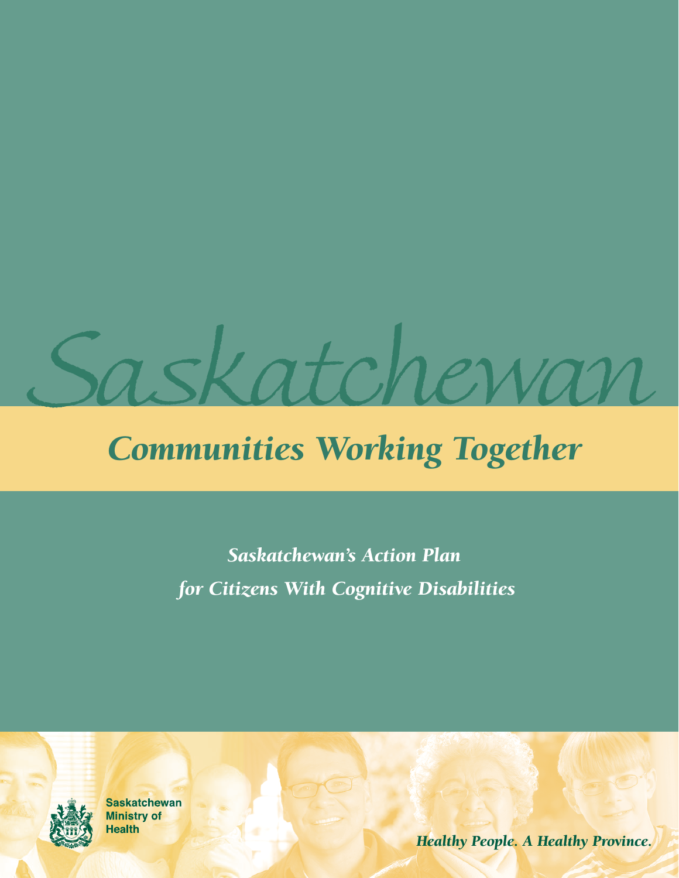# Saskatchewan

## *Communities Working Together*

***Saskatchewan's Action Plan for Citizens With Cognitive Disabilities***

Saskatchewan Ministry of Health

*Healthy People. A Healthy Province.*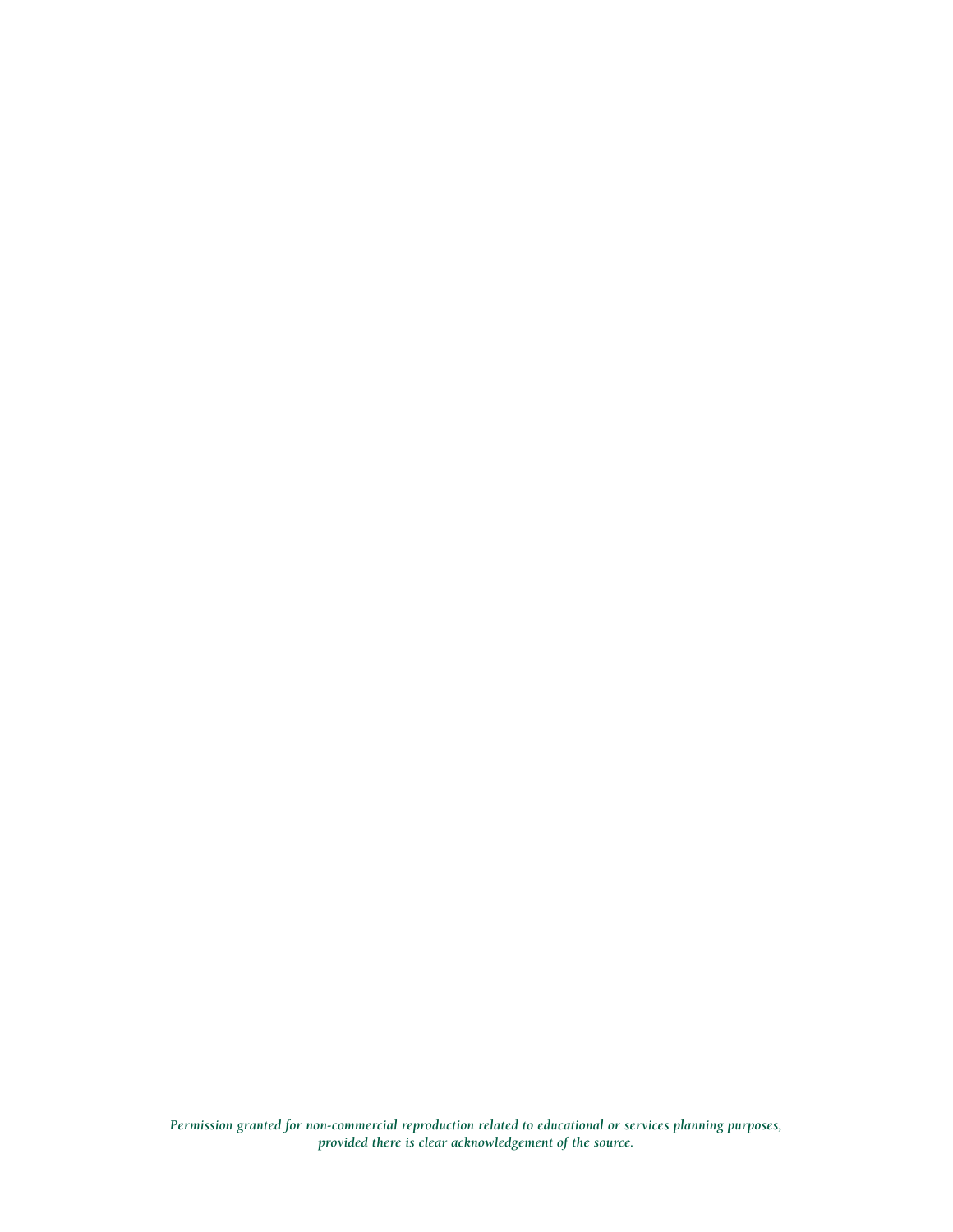*Permission granted for non-commercial reproduction related to educational or services planning purposes, provided there is clear acknowledgement of the source.*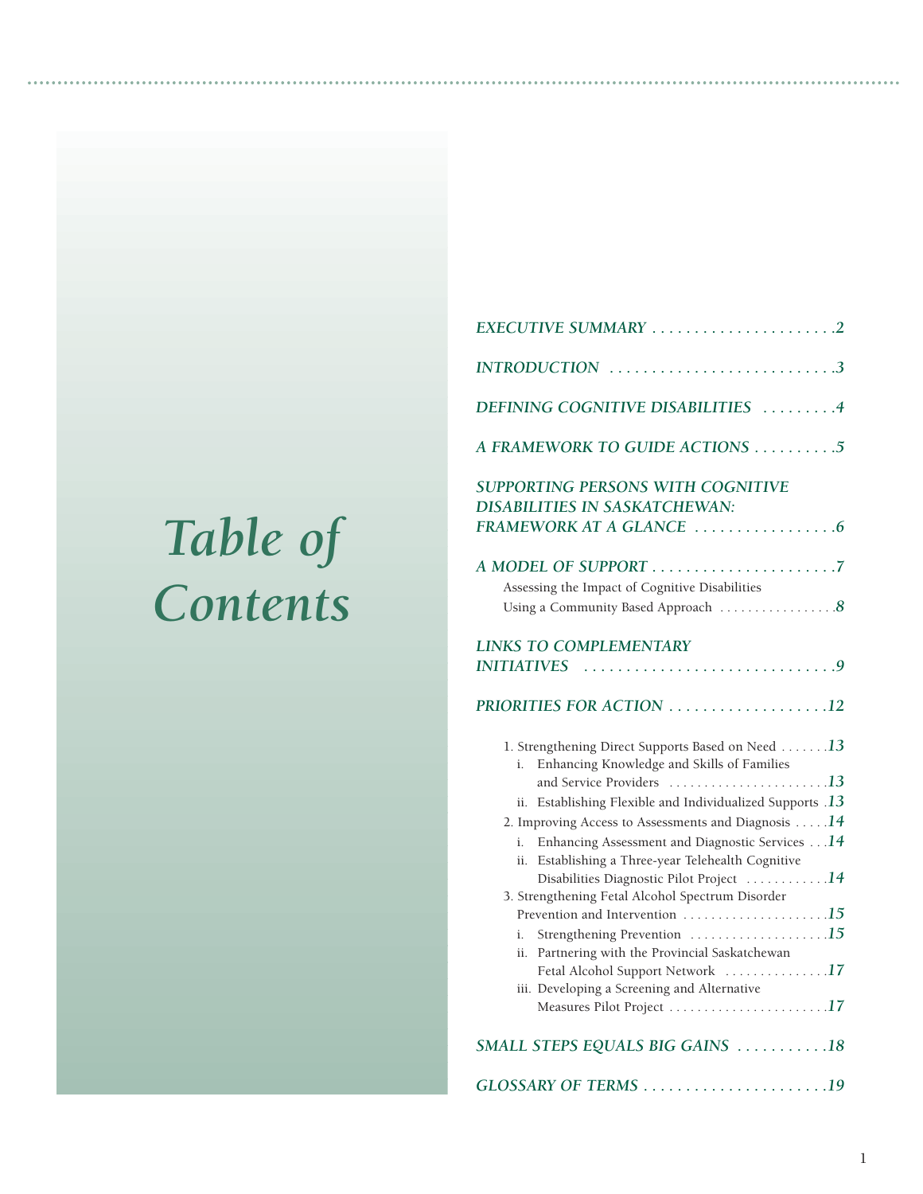# *Table of Contents*

*EXECUTIVE SUMMARY* . . . . . . . . . . . . . . . . . . . . . . .2

*INTRODUCTION* . . . . . . . . . . . . . . . . . . . . . . . . . . .3

*DEFINING COGNITIVE DISABILITIES* . . . . . . . . .4

*A FRAMEWORK TO GUIDE ACTIONS* . . . . . . . . . .5

*SUPPORTING PERSONS WITH COGNITIVE DISABILITIES IN SASKATCHEWAN: FRAMEWORK AT A GLANCE* . . . . . . . . . . . . . . . . .6

*A MODEL OF SUPPORT* . . . . . . . . . . . . . . . . . . . . . .7

- Assessing the Impact of Cognitive Disabilities Using a Community Based Approach . . . . . . . . . . . . . . . . .8

*LINKS TO COMPLEMENTARY INITIATIVES* . . . . . . . . . . . . . . . . . . . . . . . . . . . . . . .9

*PRIORITIES FOR ACTION* . . . . . . . . . . . . . . . . . . .12

1. Strengthening Direct Supports Based on Need . . . . . . .13
   - i. Enhancing Knowledge and Skills of Families and Service Providers . . . . . . . . . . . . . . . . . . . . . . .13
   - ii. Establishing Flexible and Individualized Supports .13
2. Improving Access to Assessments and Diagnosis . . . . .14
   - i. Enhancing Assessment and Diagnostic Services . . .14
   - ii. Establishing a Three-year Telehealth Cognitive Disabilities Diagnostic Pilot Project . . . . . . . . . . .14
3. Strengthening Fetal Alcohol Spectrum Disorder Prevention and Intervention . . . . . . . . . . . . . . . . . . . .15
   - i. Strengthening Prevention . . . . . . . . . . . . . . . . . . . .15
   - ii. Partnering with the Provincial Saskatchewan Fetal Alcohol Support Network . . . . . . . . . . . . . .17
   - iii. Developing a Screening and Alternative Measures Pilot Project . . . . . . . . . . . . . . . . . . . . . .17

*SMALL STEPS EQUALS BIG GAINS* . . . . . . . . . . .18

*GLOSSARY OF TERMS* . . . . . . . . . . . . . . . . . . . . . . .19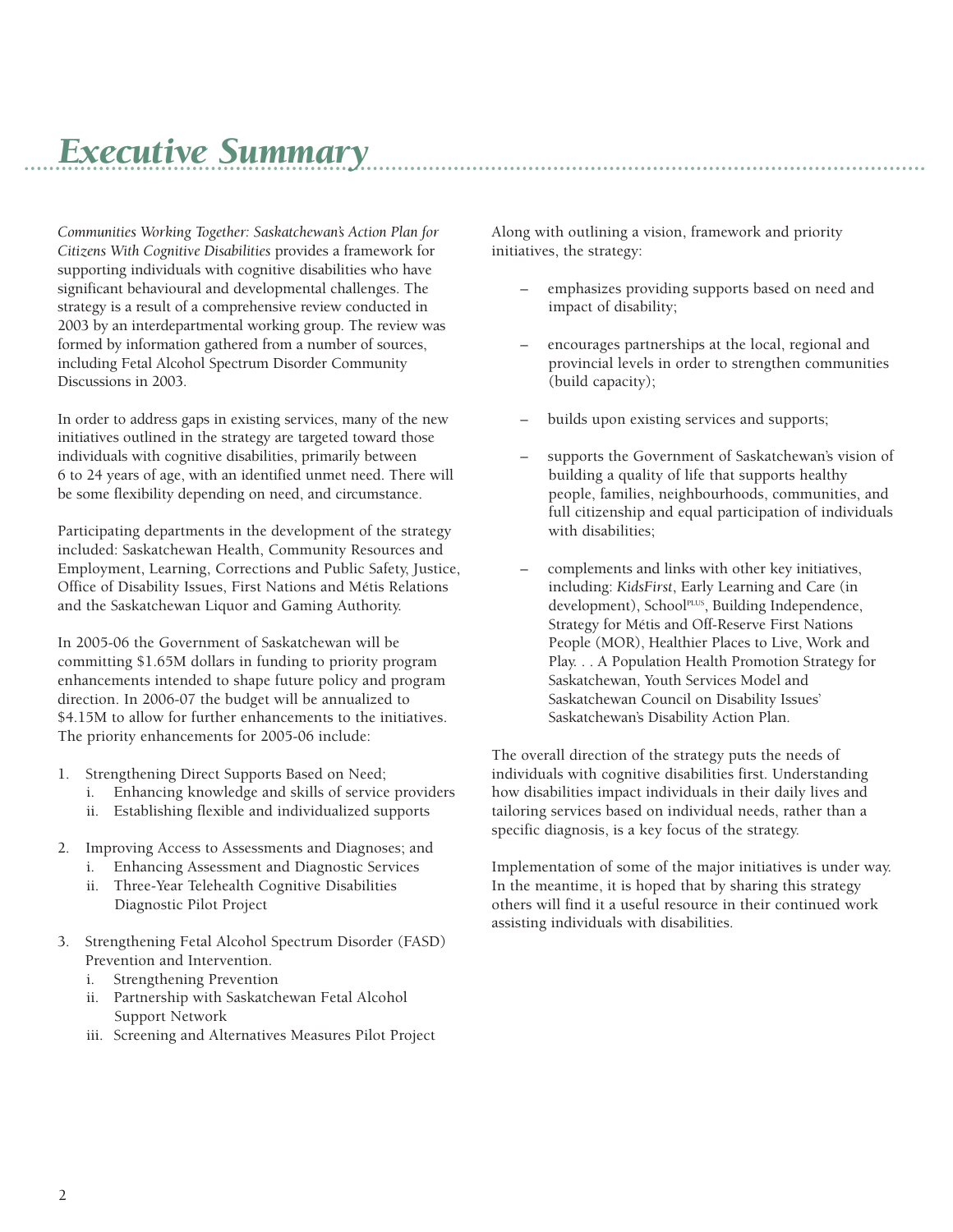# Executive Summary

*Communities Working Together: Saskatchewan's Action Plan for Citizens With Cognitive Disabilities* provides a framework for supporting individuals with cognitive disabilities who have significant behavioural and developmental challenges. The strategy is a result of a comprehensive review conducted in 2003 by an interdepartmental working group. The review was formed by information gathered from a number of sources, including Fetal Alcohol Spectrum Disorder Community Discussions in 2003.

In order to address gaps in existing services, many of the new initiatives outlined in the strategy are targeted toward those individuals with cognitive disabilities, primarily between 6 to 24 years of age, with an identified unmet need. There will be some flexibility depending on need, and circumstance.

Participating departments in the development of the strategy included: Saskatchewan Health, Community Resources and Employment, Learning, Corrections and Public Safety, Justice, Office of Disability Issues, First Nations and Métis Relations and the Saskatchewan Liquor and Gaming Authority.

In 2005-06 the Government of Saskatchewan will be committing $1.65M dollars in funding to priority program enhancements intended to shape future policy and program direction. In 2006-07 the budget will be annualized to $4.15M to allow for further enhancements to the initiatives. The priority enhancements for 2005-06 include:

1. Strengthening Direct Supports Based on Need;
   1. Enhancing knowledge and skills of service providers
   2. Establishing flexible and individualized supports
2. Improving Access to Assessments and Diagnoses; and
   1. Enhancing Assessment and Diagnostic Services
   2. Three-Year Telehealth Cognitive Disabilities Diagnostic Pilot Project
3. Strengthening Fetal Alcohol Spectrum Disorder (FASD) Prevention and Intervention.
   1. Strengthening Prevention
   2. Partnership with Saskatchewan Fetal Alcohol Support Network
   3. Screening and Alternatives Measures Pilot Project

Along with outlining a vision, framework and priority initiatives, the strategy:

- emphasizes providing supports based on need and impact of disability;
- encourages partnerships at the local, regional and provincial levels in order to strengthen communities (build capacity);
- builds upon existing services and supports;
- supports the Government of Saskatchewan's vision of building a quality of life that supports healthy people, families, neighbourhoods, communities, and full citizenship and equal participation of individuals with disabilities;
- complements and links with other key initiatives, including: *KidsFirst*, Early Learning and Care (in development), SchoolPLUS, Building Independence, Strategy for Métis and Off-Reserve First Nations People (MOR), Healthier Places to Live, Work and Play. . . A Population Health Promotion Strategy for Saskatchewan, Youth Services Model and Saskatchewan Council on Disability Issues' Saskatchewan's Disability Action Plan.

The overall direction of the strategy puts the needs of individuals with cognitive disabilities first. Understanding how disabilities impact individuals in their daily lives and tailoring services based on individual needs, rather than a specific diagnosis, is a key focus of the strategy.

Implementation of some of the major initiatives is under way. In the meantime, it is hoped that by sharing this strategy others will find it a useful resource in their continued work assisting individuals with disabilities.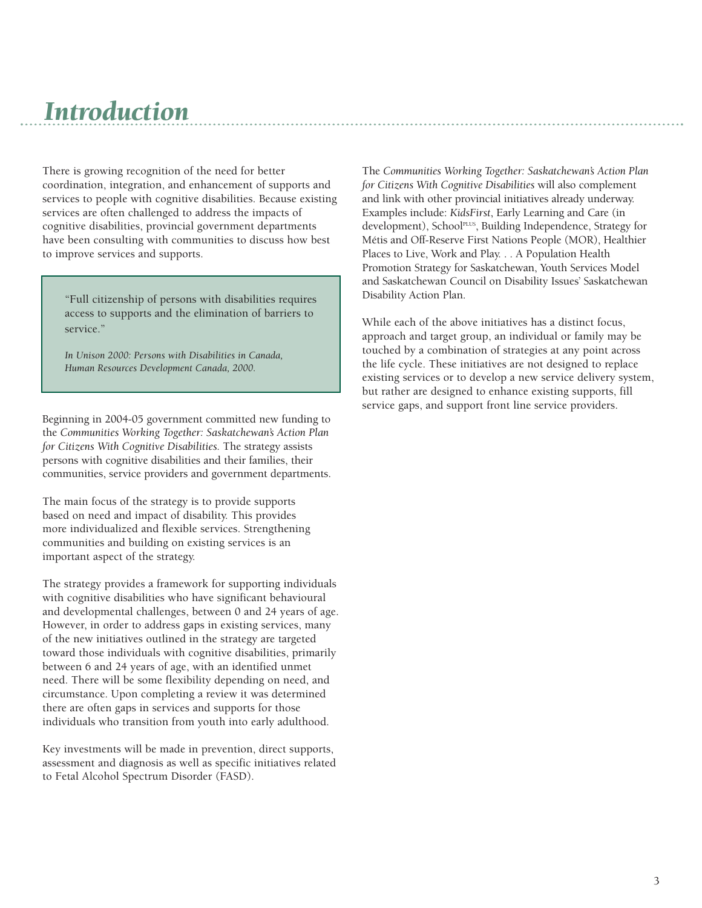# Introduction

There is growing recognition of the need for better coordination, integration, and enhancement of supports and services to people with cognitive disabilities. Because existing services are often challenged to address the impacts of cognitive disabilities, provincial government departments have been consulting with communities to discuss how best to improve services and supports.

> "Full citizenship of persons with disabilities requires access to supports and the elimination of barriers to service."
>
> *In Unison 2000: Persons with Disabilities in Canada, Human Resources Development Canada, 2000.*

Beginning in 2004-05 government committed new funding to the *Communities Working Together: Saskatchewan's Action Plan for Citizens With Cognitive Disabilities.* The strategy assists persons with cognitive disabilities and their families, their communities, service providers and government departments.

The main focus of the strategy is to provide supports based on need and impact of disability. This provides more individualized and flexible services. Strengthening communities and building on existing services is an important aspect of the strategy.

The strategy provides a framework for supporting individuals with cognitive disabilities who have significant behavioural and developmental challenges, between 0 and 24 years of age. However, in order to address gaps in existing services, many of the new initiatives outlined in the strategy are targeted toward those individuals with cognitive disabilities, primarily between 6 and 24 years of age, with an identified unmet need. There will be some flexibility depending on need, and circumstance. Upon completing a review it was determined there are often gaps in services and supports for those individuals who transition from youth into early adulthood.

Key investments will be made in prevention, direct supports, assessment and diagnosis as well as specific initiatives related to Fetal Alcohol Spectrum Disorder (FASD).

The *Communities Working Together: Saskatchewan's Action Plan for Citizens With Cognitive Disabilities* will also complement and link with other provincial initiatives already underway. Examples include: *KidsFirst*, Early Learning and Care (in development), School^PLUS^, Building Independence, Strategy for Métis and Off-Reserve First Nations People (MOR), Healthier Places to Live, Work and Play. . . A Population Health Promotion Strategy for Saskatchewan, Youth Services Model and Saskatchewan Council on Disability Issues' Saskatchewan Disability Action Plan.

While each of the above initiatives has a distinct focus, approach and target group, an individual or family may be touched by a combination of strategies at any point across the life cycle. These initiatives are not designed to replace existing services or to develop a new service delivery system, but rather are designed to enhance existing supports, fill service gaps, and support front line service providers.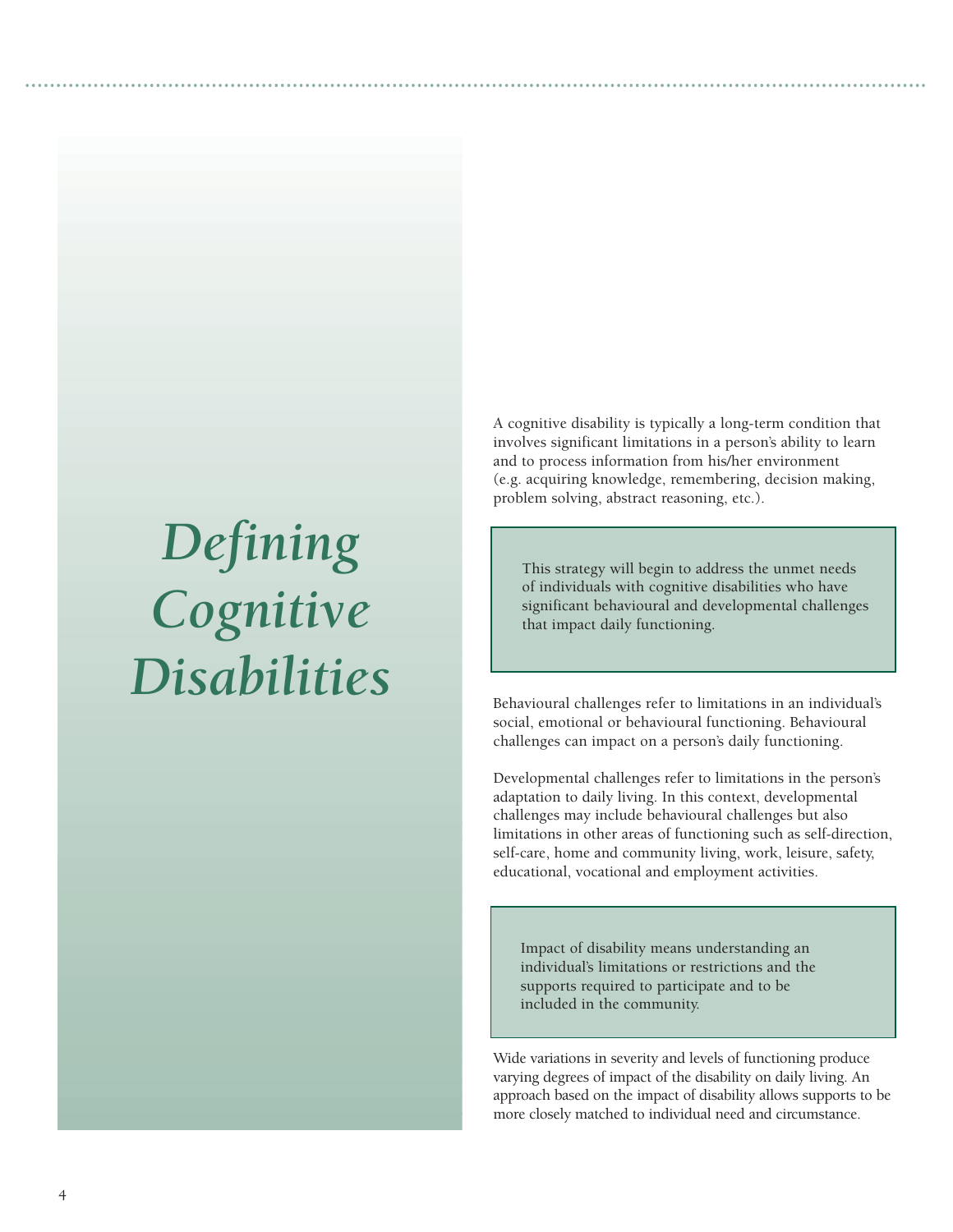# *Defining Cognitive Disabilities*

A cognitive disability is typically a long-term condition that involves significant limitations in a person's ability to learn and to process information from his/her environment (e.g. acquiring knowledge, remembering, decision making, problem solving, abstract reasoning, etc.).

> This strategy will begin to address the unmet needs of individuals with cognitive disabilities who have significant behavioural and developmental challenges that impact daily functioning.

Behavioural challenges refer to limitations in an individual's social, emotional or behavioural functioning. Behavioural challenges can impact on a person's daily functioning.

Developmental challenges refer to limitations in the person's adaptation to daily living. In this context, developmental challenges may include behavioural challenges but also limitations in other areas of functioning such as self-direction, self-care, home and community living, work, leisure, safety, educational, vocational and employment activities.

> Impact of disability means understanding an individual's limitations or restrictions and the supports required to participate and to be included in the community.

Wide variations in severity and levels of functioning produce varying degrees of impact of the disability on daily living. An approach based on the impact of disability allows supports to be more closely matched to individual need and circumstance.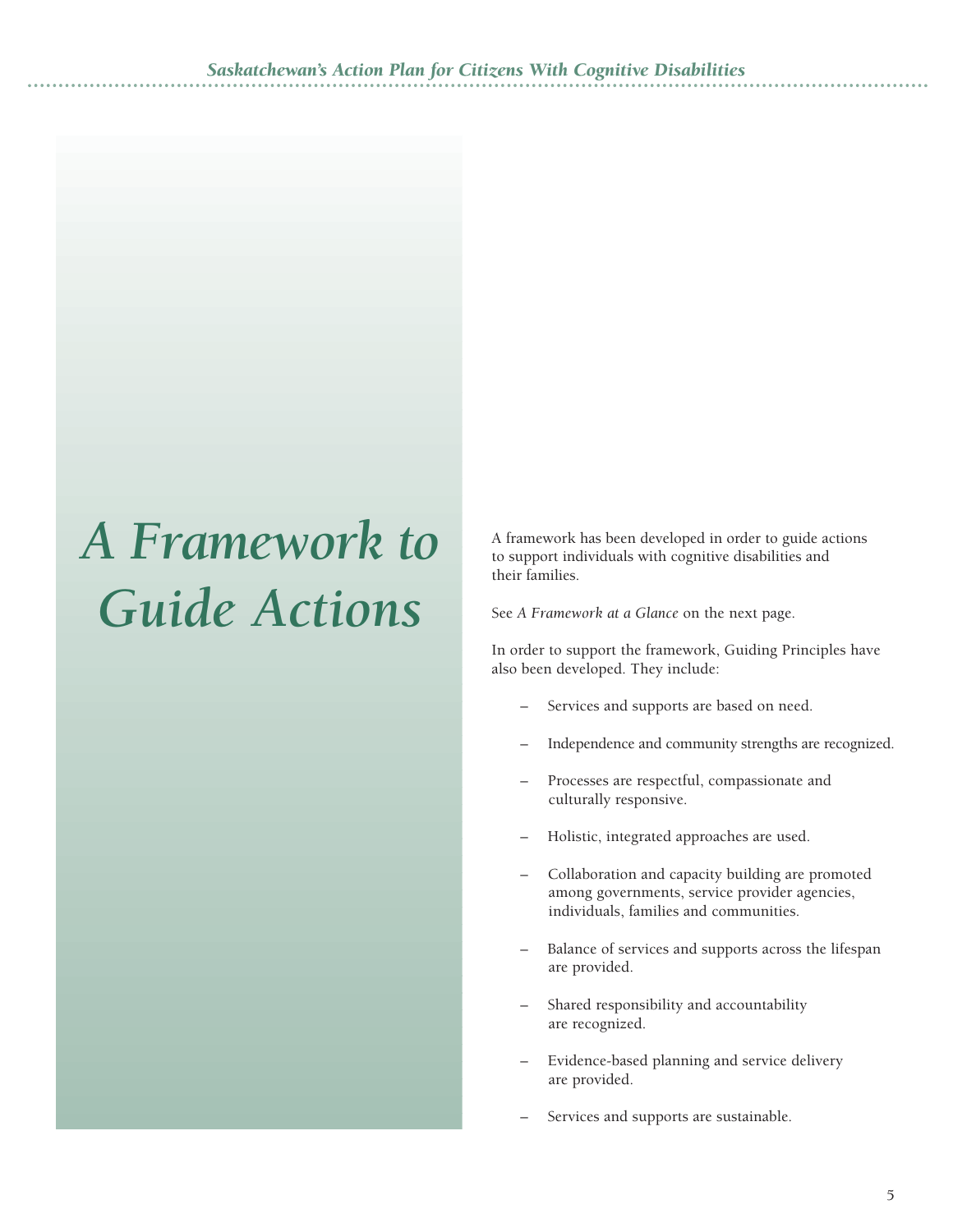# A Framework to Guide Actions

A framework has been developed in order to guide actions to support individuals with cognitive disabilities and their families.

See *A Framework at a Glance* on the next page.

In order to support the framework, Guiding Principles have also been developed. They include:

- Services and supports are based on need.
- Independence and community strengths are recognized.
- Processes are respectful, compassionate and culturally responsive.
- Holistic, integrated approaches are used.
- Collaboration and capacity building are promoted among governments, service provider agencies, individuals, families and communities.
- Balance of services and supports across the lifespan are provided.
- Shared responsibility and accountability are recognized.
- Evidence-based planning and service delivery are provided.
- Services and supports are sustainable.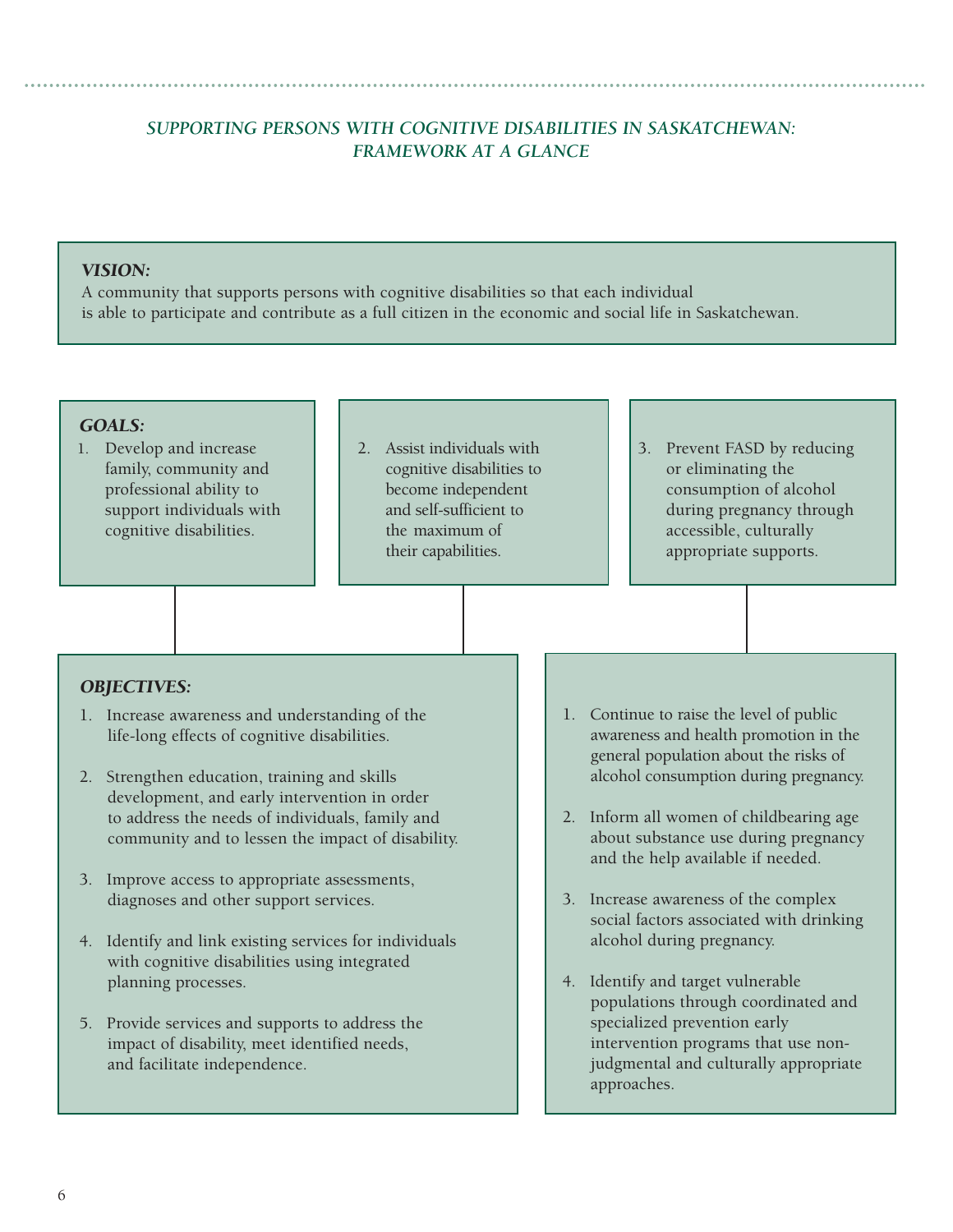## *SUPPORTING PERSONS WITH COGNITIVE DISABILITIES IN SASKATCHEWAN: FRAMEWORK AT A GLANCE*

### *VISION:*

A community that supports persons with cognitive disabilities so that each individual is able to participate and contribute as a full citizen in the economic and social life in Saskatchewan.

### *GOALS:*

1. Develop and increase family, community and professional ability to support individuals with cognitive disabilities.
2. Assist individuals with cognitive disabilities to become independent and self-sufficient to the maximum of their capabilities.
3. Prevent FASD by reducing or eliminating the consumption of alcohol during pregnancy through accessible, culturally appropriate supports.

### *OBJECTIVES:*

**Goals 1 and 2:**

1. Increase awareness and understanding of the life-long effects of cognitive disabilities.
2. Strengthen education, training and skills development, and early intervention in order to address the needs of individuals, family and community and to lessen the impact of disability.
3. Improve access to appropriate assessments, diagnoses and other support services.
4. Identify and link existing services for individuals with cognitive disabilities using integrated planning processes.
5. Provide services and supports to address the impact of disability, meet identified needs, and facilitate independence.

**Goal 3:**

1. Continue to raise the level of public awareness and health promotion in the general population about the risks of alcohol consumption during pregnancy.
2. Inform all women of childbearing age about substance use during pregnancy and the help available if needed.
3. Increase awareness of the complex social factors associated with drinking alcohol during pregnancy.
4. Identify and target vulnerable populations through coordinated and specialized prevention early intervention programs that use non-judgmental and culturally appropriate approaches.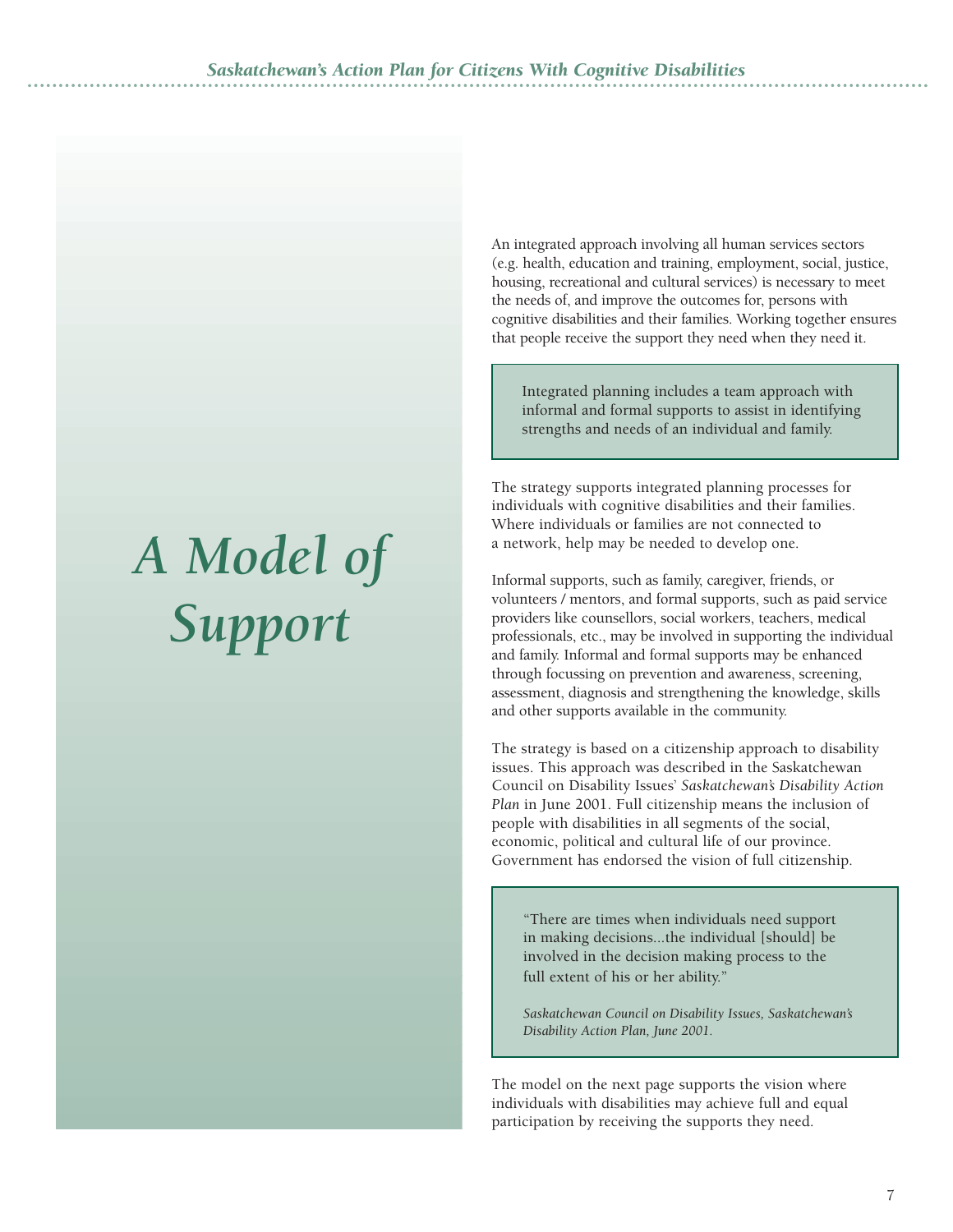# A Model of Support

An integrated approach involving all human services sectors (e.g. health, education and training, employment, social, justice, housing, recreational and cultural services) is necessary to meet the needs of, and improve the outcomes for, persons with cognitive disabilities and their families. Working together ensures that people receive the support they need when they need it.

> Integrated planning includes a team approach with informal and formal supports to assist in identifying strengths and needs of an individual and family.

The strategy supports integrated planning processes for individuals with cognitive disabilities and their families. Where individuals or families are not connected to a network, help may be needed to develop one.

Informal supports, such as family, caregiver, friends, or volunteers / mentors, and formal supports, such as paid service providers like counsellors, social workers, teachers, medical professionals, etc., may be involved in supporting the individual and family. Informal and formal supports may be enhanced through focussing on prevention and awareness, screening, assessment, diagnosis and strengthening the knowledge, skills and other supports available in the community.

The strategy is based on a citizenship approach to disability issues. This approach was described in the Saskatchewan Council on Disability Issues' *Saskatchewan's Disability Action Plan* in June 2001. Full citizenship means the inclusion of people with disabilities in all segments of the social, economic, political and cultural life of our province. Government has endorsed the vision of full citizenship.

> "There are times when individuals need support in making decisions...the individual [should] be involved in the decision making process to the full extent of his or her ability."
>
> *Saskatchewan Council on Disability Issues, Saskatchewan's Disability Action Plan, June 2001.*

The model on the next page supports the vision where individuals with disabilities may achieve full and equal participation by receiving the supports they need.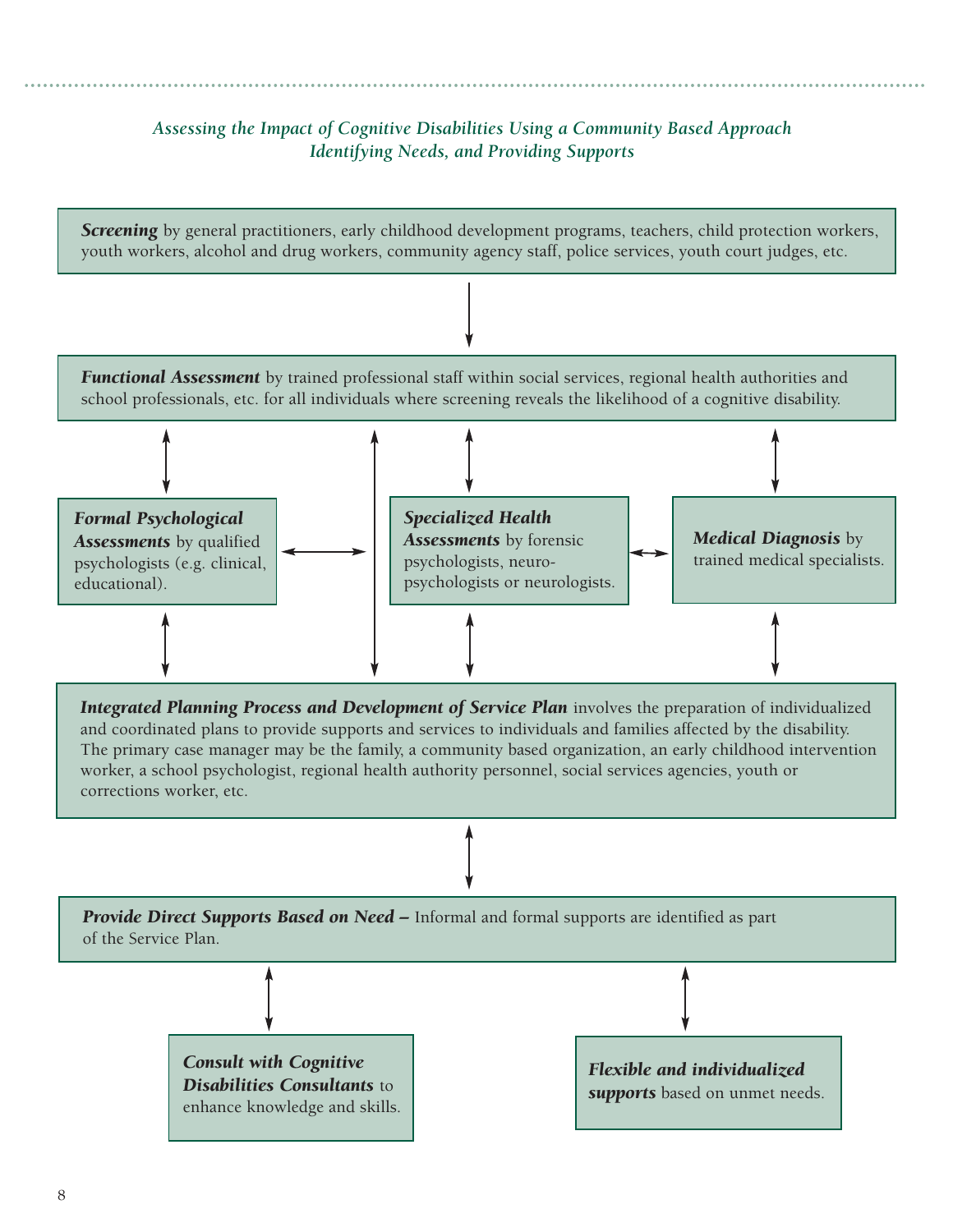*Assessing the Impact of Cognitive Disabilities Using a Community Based Approach Identifying Needs, and Providing Supports*

***Screening*** by general practitioners, early childhood development programs, teachers, child protection workers, youth workers, alcohol and drug workers, community agency staff, police services, youth court judges, etc.

***Functional Assessment*** by trained professional staff within social services, regional health authorities and school professionals, etc. for all individuals where screening reveals the likelihood of a cognitive disability.

***Formal Psychological Assessments*** by qualified psychologists (e.g. clinical, educational).

***Specialized Health Assessments*** by forensic psychologists, neuro-psychologists or neurologists.

***Medical Diagnosis*** by trained medical specialists.

***Integrated Planning Process and Development of Service Plan*** involves the preparation of individualized and coordinated plans to provide supports and services to individuals and families affected by the disability. The primary case manager may be the family, a community based organization, an early childhood intervention worker, a school psychologist, regional health authority personnel, social services agencies, youth or corrections worker, etc.

***Provide Direct Supports Based on Need –*** Informal and formal supports are identified as part of the Service Plan.

***Consult with Cognitive Disabilities Consultants*** to enhance knowledge and skills.

***Flexible and individualized supports*** based on unmet needs.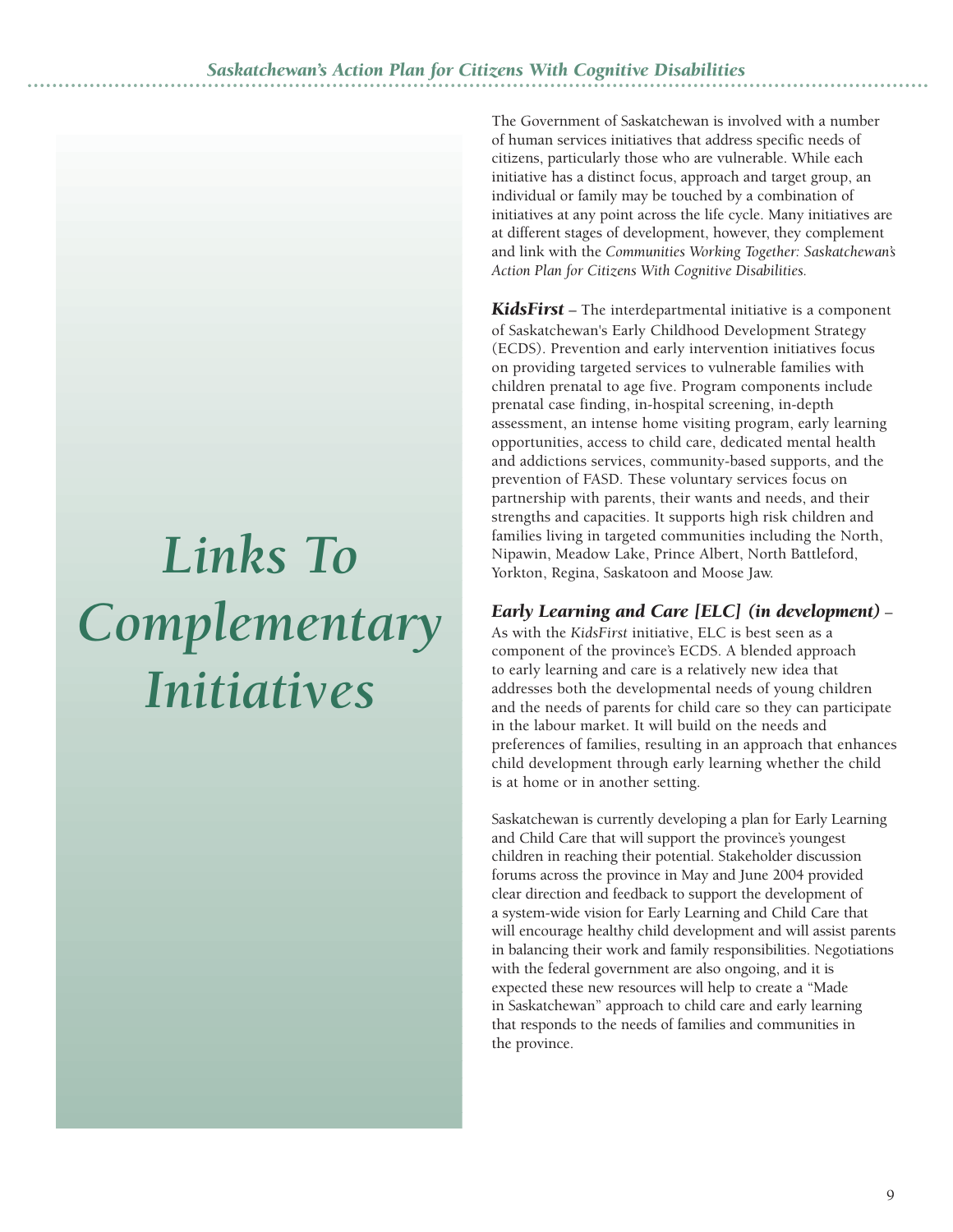# Links To Complementary Initiatives

The Government of Saskatchewan is involved with a number of human services initiatives that address specific needs of citizens, particularly those who are vulnerable. While each initiative has a distinct focus, approach and target group, an individual or family may be touched by a combination of initiatives at any point across the life cycle. Many initiatives are at different stages of development, however, they complement and link with the *Communities Working Together: Saskatchewan's Action Plan for Citizens With Cognitive Disabilities.*

***KidsFirst*** – The interdepartmental initiative is a component of Saskatchewan's Early Childhood Development Strategy (ECDS). Prevention and early intervention initiatives focus on providing targeted services to vulnerable families with children prenatal to age five. Program components include prenatal case finding, in-hospital screening, in-depth assessment, an intense home visiting program, early learning opportunities, access to child care, dedicated mental health and addictions services, community-based supports, and the prevention of FASD. These voluntary services focus on partnership with parents, their wants and needs, and their strengths and capacities. It supports high risk children and families living in targeted communities including the North, Nipawin, Meadow Lake, Prince Albert, North Battleford, Yorkton, Regina, Saskatoon and Moose Jaw.

***Early Learning and Care [ELC] (in development)*** – As with the *KidsFirst* initiative, ELC is best seen as a component of the province's ECDS. A blended approach to early learning and care is a relatively new idea that addresses both the developmental needs of young children and the needs of parents for child care so they can participate in the labour market. It will build on the needs and preferences of families, resulting in an approach that enhances child development through early learning whether the child is at home or in another setting.

Saskatchewan is currently developing a plan for Early Learning and Child Care that will support the province's youngest children in reaching their potential. Stakeholder discussion forums across the province in May and June 2004 provided clear direction and feedback to support the development of a system-wide vision for Early Learning and Child Care that will encourage healthy child development and will assist parents in balancing their work and family responsibilities. Negotiations with the federal government are also ongoing, and it is expected these new resources will help to create a "Made in Saskatchewan" approach to child care and early learning that responds to the needs of families and communities in the province.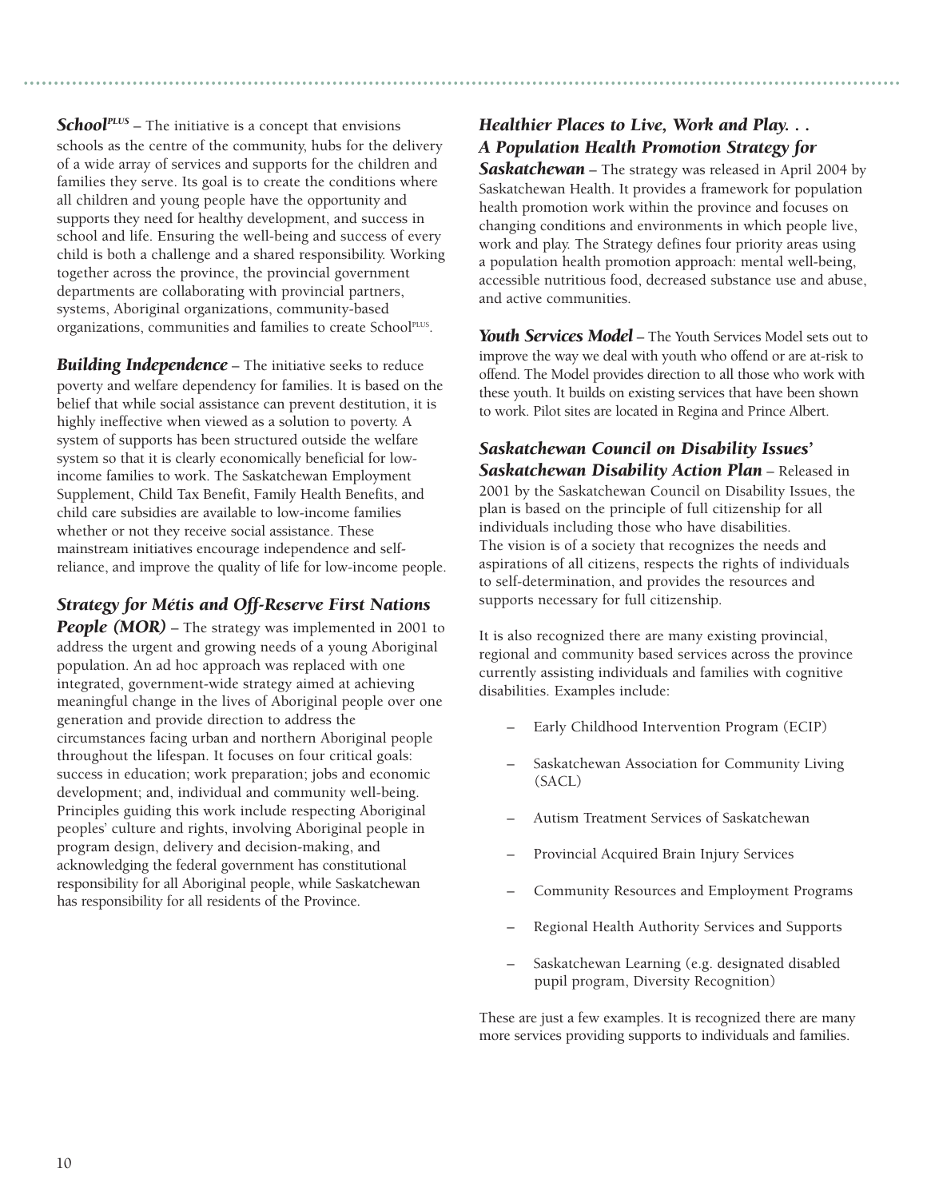***School*PLUS** – The initiative is a concept that envisions schools as the centre of the community, hubs for the delivery of a wide array of services and supports for the children and families they serve. Its goal is to create the conditions where all children and young people have the opportunity and supports they need for healthy development, and success in school and life. Ensuring the well-being and success of every child is both a challenge and a shared responsibility. Working together across the province, the provincial government departments are collaborating with provincial partners, systems, Aboriginal organizations, community-based organizations, communities and families to create SchoolPLUS.

***Building Independence*** – The initiative seeks to reduce poverty and welfare dependency for families. It is based on the belief that while social assistance can prevent destitution, it is highly ineffective when viewed as a solution to poverty. A system of supports has been structured outside the welfare system so that it is clearly economically beneficial for low-income families to work. The Saskatchewan Employment Supplement, Child Tax Benefit, Family Health Benefits, and child care subsidies are available to low-income families whether or not they receive social assistance. These mainstream initiatives encourage independence and self-reliance, and improve the quality of life for low-income people.

***Strategy for Métis and Off-Reserve First Nations People (MOR)*** – The strategy was implemented in 2001 to address the urgent and growing needs of a young Aboriginal population. An ad hoc approach was replaced with one integrated, government-wide strategy aimed at achieving meaningful change in the lives of Aboriginal people over one generation and provide direction to address the circumstances facing urban and northern Aboriginal people throughout the lifespan. It focuses on four critical goals: success in education; work preparation; jobs and economic development; and, individual and community well-being. Principles guiding this work include respecting Aboriginal peoples' culture and rights, involving Aboriginal people in program design, delivery and decision-making, and acknowledging the federal government has constitutional responsibility for all Aboriginal people, while Saskatchewan has responsibility for all residents of the Province.

***Healthier Places to Live, Work and Play. . . A Population Health Promotion Strategy for Saskatchewan*** – The strategy was released in April 2004 by Saskatchewan Health. It provides a framework for population health promotion work within the province and focuses on changing conditions and environments in which people live, work and play. The Strategy defines four priority areas using a population health promotion approach: mental well-being, accessible nutritious food, decreased substance use and abuse, and active communities.

***Youth Services Model*** – The Youth Services Model sets out to improve the way we deal with youth who offend or are at-risk to offend. The Model provides direction to all those who work with these youth. It builds on existing services that have been shown to work. Pilot sites are located in Regina and Prince Albert.

***Saskatchewan Council on Disability Issues' Saskatchewan Disability Action Plan*** – Released in 2001 by the Saskatchewan Council on Disability Issues, the plan is based on the principle of full citizenship for all individuals including those who have disabilities. The vision is of a society that recognizes the needs and aspirations of all citizens, respects the rights of individuals to self-determination, and provides the resources and supports necessary for full citizenship.

It is also recognized there are many existing provincial, regional and community based services across the province currently assisting individuals and families with cognitive disabilities. Examples include:

- Early Childhood Intervention Program (ECIP)
- Saskatchewan Association for Community Living (SACL)
- Autism Treatment Services of Saskatchewan
- Provincial Acquired Brain Injury Services
- Community Resources and Employment Programs
- Regional Health Authority Services and Supports
- Saskatchewan Learning (e.g. designated disabled pupil program, Diversity Recognition)

These are just a few examples. It is recognized there are many more services providing supports to individuals and families.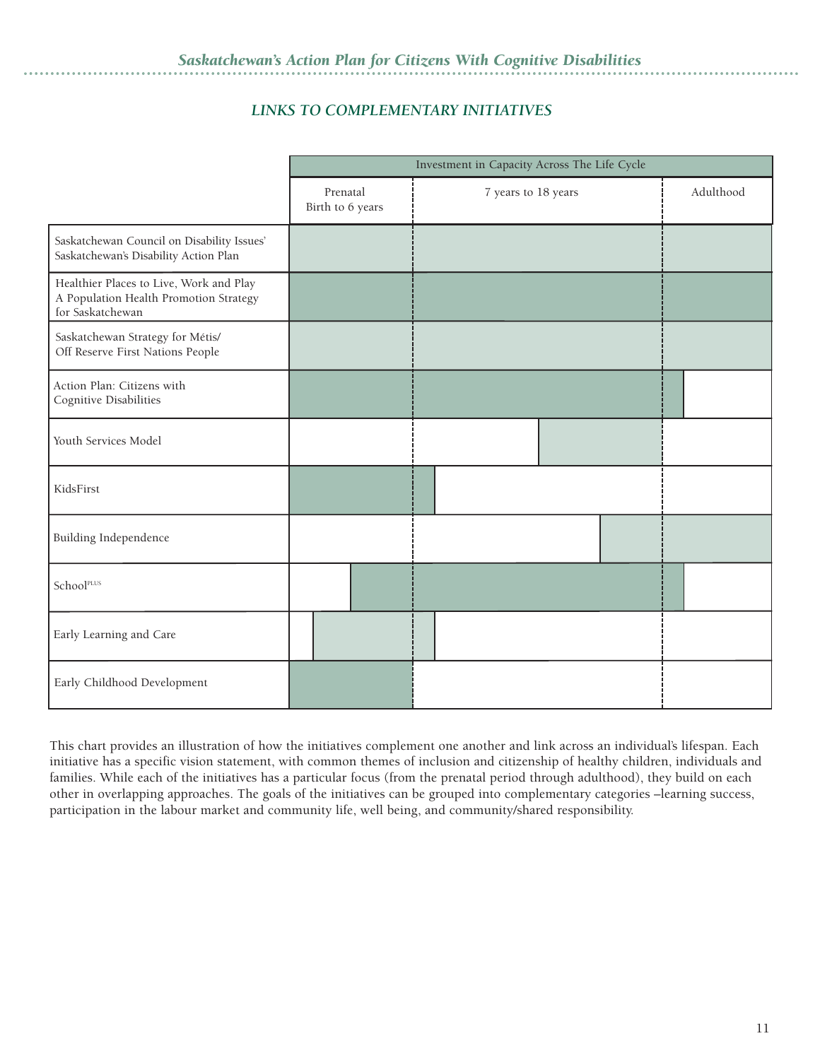## LINKS TO COMPLEMENTARY INITIATIVES

| | Investment in Capacity Across The Life Cycle | | |
|---|---|---|---|
| | Prenatal Birth to 6 years | 7 years to 18 years | Adulthood |
| Saskatchewan Council on Disability Issues' Saskatchewan's Disability Action Plan | ■ | ■ | ■ |
| Healthier Places to Live, Work and Play A Population Health Promotion Strategy for Saskatchewan | ■ | ■ | ■ |
| Saskatchewan Strategy for Métis/ Off Reserve First Nations People | ■ | ■ | ■ |
| Action Plan: Citizens with Cognitive Disabilities | ■ | ■ | ■ (partial) |
| Youth Services Model | | ■ (partial) | |
| KidsFirst | ■ | ■ (partial) | |
| Building Independence | | ■ (partial) | ■ |
| School^PLUS | ■ (partial) | ■ | ■ (partial) |
| Early Learning and Care | ■ (partial) | ■ (partial) | |
| Early Childhood Development | ■ | | |

This chart provides an illustration of how the initiatives complement one another and link across an individual's lifespan. Each initiative has a specific vision statement, with common themes of inclusion and citizenship of healthy children, individuals and families. While each of the initiatives has a particular focus (from the prenatal period through adulthood), they build on each other in overlapping approaches. The goals of the initiatives can be grouped into complementary categories –learning success, participation in the labour market and community life, well being, and community/shared responsibility.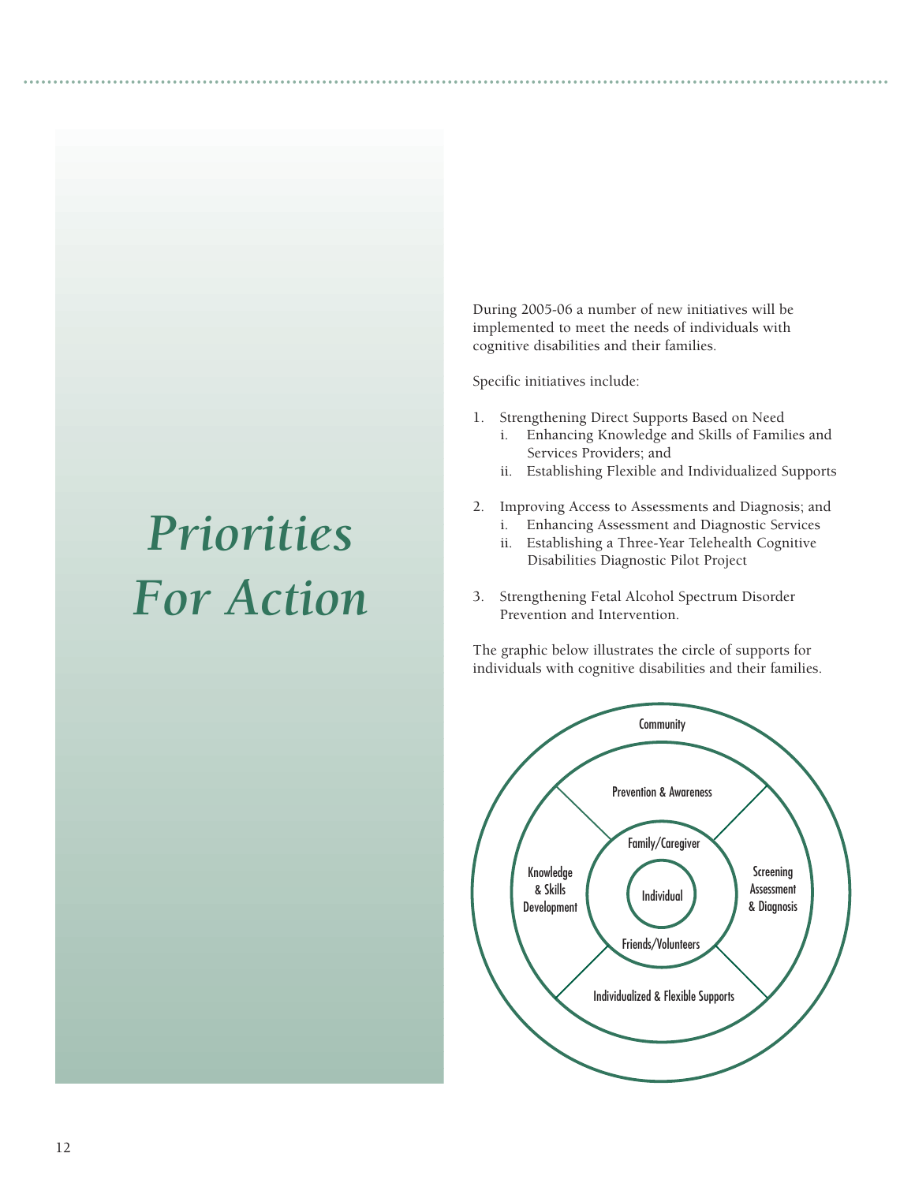# Priorities For Action

During 2005-06 a number of new initiatives will be implemented to meet the needs of individuals with cognitive disabilities and their families.

Specific initiatives include:

1. Strengthening Direct Supports Based on Need
   i. Enhancing Knowledge and Skills of Families and Services Providers; and
   ii. Establishing Flexible and Individualized Supports
2. Improving Access to Assessments and Diagnosis; and
   i. Enhancing Assessment and Diagnostic Services
   ii. Establishing a Three-Year Telehealth Cognitive Disabilities Diagnostic Pilot Project
3. Strengthening Fetal Alcohol Spectrum Disorder Prevention and Intervention.

The graphic below illustrates the circle of supports for individuals with cognitive disabilities and their families.

Community

Prevention & Awareness

Knowledge & Skills Development

Screening Assessment & Diagnosis

Individualized & Flexible Supports

Family/Caregiver

Individual

Friends/Volunteers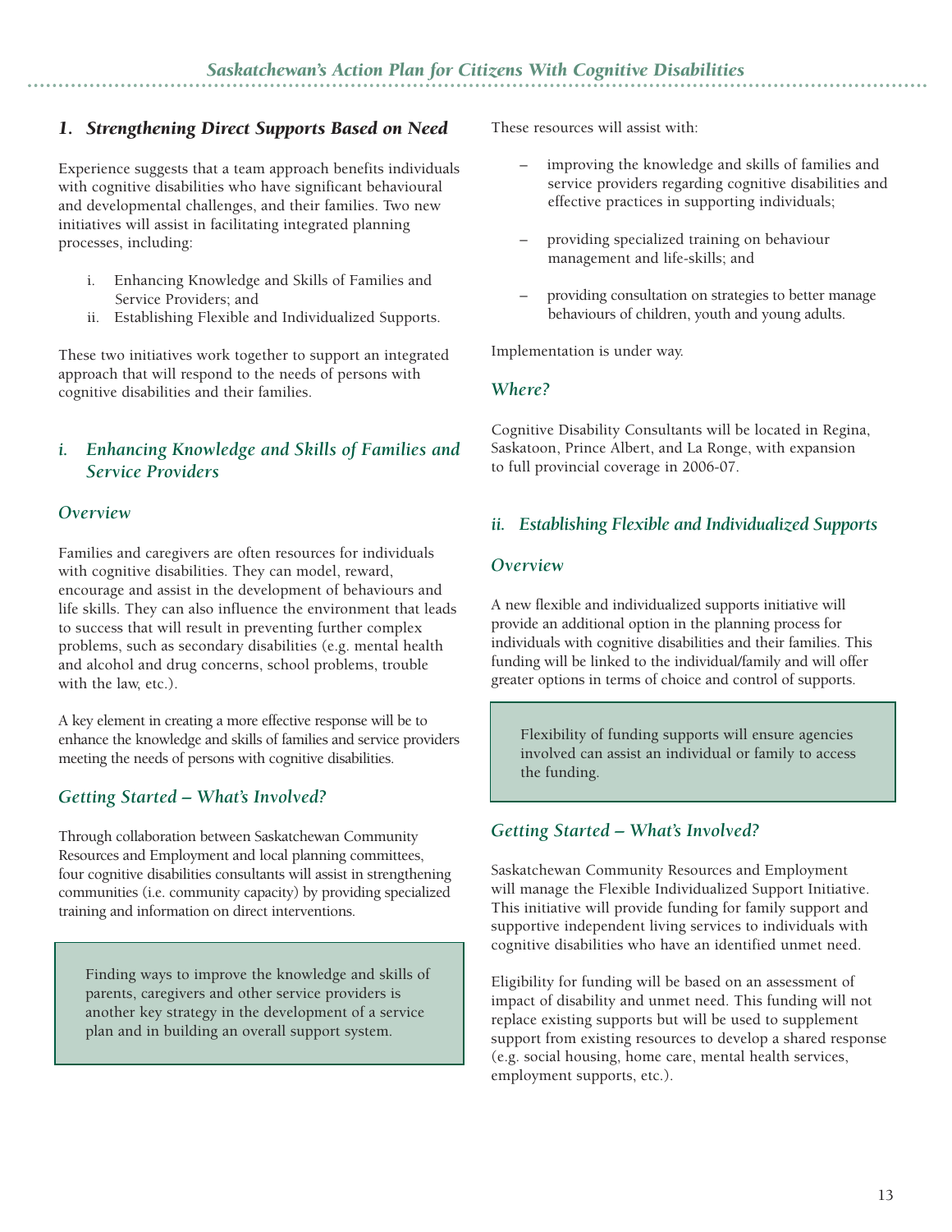## 1. *Strengthening Direct Supports Based on Need*

Experience suggests that a team approach benefits individuals with cognitive disabilities who have significant behavioural and developmental challenges, and their families. Two new initiatives will assist in facilitating integrated planning processes, including:

i. Enhancing Knowledge and Skills of Families and Service Providers; and
ii. Establishing Flexible and Individualized Supports.

These two initiatives work together to support an integrated approach that will respond to the needs of persons with cognitive disabilities and their families.

### *i. Enhancing Knowledge and Skills of Families and Service Providers*

#### *Overview*

Families and caregivers are often resources for individuals with cognitive disabilities. They can model, reward, encourage and assist in the development of behaviours and life skills. They can also influence the environment that leads to success that will result in preventing further complex problems, such as secondary disabilities (e.g. mental health and alcohol and drug concerns, school problems, trouble with the law, etc.).

A key element in creating a more effective response will be to enhance the knowledge and skills of families and service providers meeting the needs of persons with cognitive disabilities.

#### *Getting Started – What's Involved?*

Through collaboration between Saskatchewan Community Resources and Employment and local planning committees, four cognitive disabilities consultants will assist in strengthening communities (i.e. community capacity) by providing specialized training and information on direct interventions.

> Finding ways to improve the knowledge and skills of parents, caregivers and other service providers is another key strategy in the development of a service plan and in building an overall support system.

These resources will assist with:

- improving the knowledge and skills of families and service providers regarding cognitive disabilities and effective practices in supporting individuals;
- providing specialized training on behaviour management and life-skills; and
- providing consultation on strategies to better manage behaviours of children, youth and young adults.

Implementation is under way.

#### *Where?*

Cognitive Disability Consultants will be located in Regina, Saskatoon, Prince Albert, and La Ronge, with expansion to full provincial coverage in 2006-07.

### *ii. Establishing Flexible and Individualized Supports*

#### *Overview*

A new flexible and individualized supports initiative will provide an additional option in the planning process for individuals with cognitive disabilities and their families. This funding will be linked to the individual/family and will offer greater options in terms of choice and control of supports.

> Flexibility of funding supports will ensure agencies involved can assist an individual or family to access the funding.

#### *Getting Started – What's Involved?*

Saskatchewan Community Resources and Employment will manage the Flexible Individualized Support Initiative. This initiative will provide funding for family support and supportive independent living services to individuals with cognitive disabilities who have an identified unmet need.

Eligibility for funding will be based on an assessment of impact of disability and unmet need. This funding will not replace existing supports but will be used to supplement support from existing resources to develop a shared response (e.g. social housing, home care, mental health services, employment supports, etc.).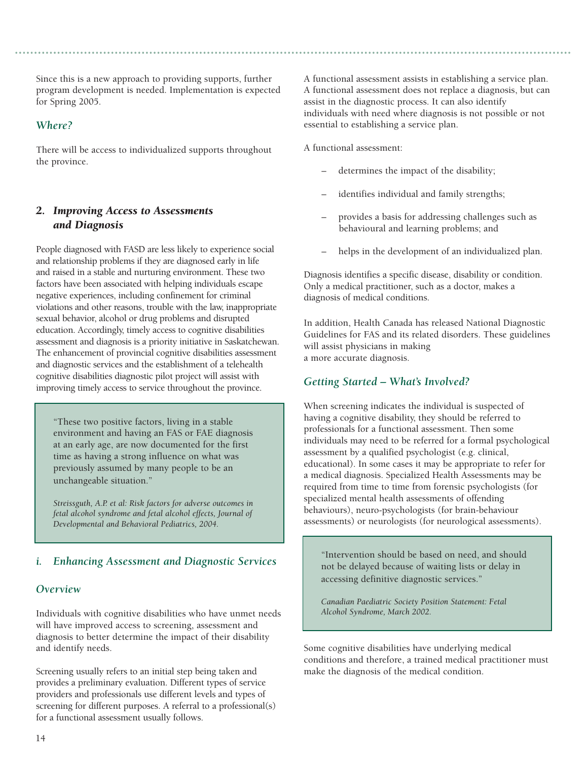Since this is a new approach to providing supports, further program development is needed. Implementation is expected for Spring 2005.

### *Where?*

There will be access to individualized supports throughout the province.

## 2. *Improving Access to Assessments and Diagnosis*

People diagnosed with FASD are less likely to experience social and relationship problems if they are diagnosed early in life and raised in a stable and nurturing environment. These two factors have been associated with helping individuals escape negative experiences, including confinement for criminal violations and other reasons, trouble with the law, inappropriate sexual behavior, alcohol or drug problems and disrupted education. Accordingly, timely access to cognitive disabilities assessment and diagnosis is a priority initiative in Saskatchewan. The enhancement of provincial cognitive disabilities assessment and diagnostic services and the establishment of a telehealth cognitive disabilities diagnostic pilot project will assist with improving timely access to service throughout the province.

> "These two positive factors, living in a stable environment and having an FAS or FAE diagnosis at an early age, are now documented for the first time as having a strong influence on what was previously assumed by many people to be an unchangeable situation."
>
> *Streissguth, A.P. et al: Risk factors for adverse outcomes in fetal alcohol syndrome and fetal alcohol effects, Journal of Developmental and Behavioral Pediatrics, 2004.*

### i. *Enhancing Assessment and Diagnostic Services*

### *Overview*

Individuals with cognitive disabilities who have unmet needs will have improved access to screening, assessment and diagnosis to better determine the impact of their disability and identify needs.

Screening usually refers to an initial step being taken and provides a preliminary evaluation. Different types of service providers and professionals use different levels and types of screening for different purposes. A referral to a professional(s) for a functional assessment usually follows.

A functional assessment assists in establishing a service plan. A functional assessment does not replace a diagnosis, but can assist in the diagnostic process. It can also identify individuals with need where diagnosis is not possible or not essential to establishing a service plan.

A functional assessment:

- determines the impact of the disability;
- identifies individual and family strengths;
- provides a basis for addressing challenges such as behavioural and learning problems; and
- helps in the development of an individualized plan.

Diagnosis identifies a specific disease, disability or condition. Only a medical practitioner, such as a doctor, makes a diagnosis of medical conditions.

In addition, Health Canada has released National Diagnostic Guidelines for FAS and its related disorders. These guidelines will assist physicians in making a more accurate diagnosis.

### *Getting Started – What's Involved?*

When screening indicates the individual is suspected of having a cognitive disability, they should be referred to professionals for a functional assessment. Then some individuals may need to be referred for a formal psychological assessment by a qualified psychologist (e.g. clinical, educational). In some cases it may be appropriate to refer for a medical diagnosis. Specialized Health Assessments may be required from time to time from forensic psychologists (for specialized mental health assessments of offending behaviours), neuro-psychologists (for brain-behaviour assessments) or neurologists (for neurological assessments).

> "Intervention should be based on need, and should not be delayed because of waiting lists or delay in accessing definitive diagnostic services."
>
> *Canadian Paediatric Society Position Statement: Fetal Alcohol Syndrome, March 2002.*

Some cognitive disabilities have underlying medical conditions and therefore, a trained medical practitioner must make the diagnosis of the medical condition.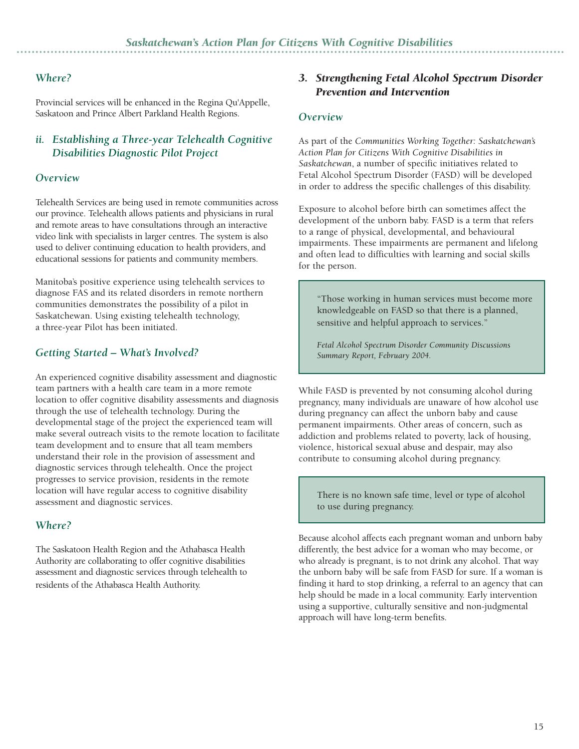### *Where?*

Provincial services will be enhanced in the Regina Qu'Appelle, Saskatoon and Prince Albert Parkland Health Regions.

## *ii. Establishing a Three-year Telehealth Cognitive Disabilities Diagnostic Pilot Project*

### *Overview*

Telehealth Services are being used in remote communities across our province. Telehealth allows patients and physicians in rural and remote areas to have consultations through an interactive video link with specialists in larger centres. The system is also used to deliver continuing education to health providers, and educational sessions for patients and community members.

Manitoba's positive experience using telehealth services to diagnose FAS and its related disorders in remote northern communities demonstrates the possibility of a pilot in Saskatchewan. Using existing telehealth technology, a three-year Pilot has been initiated.

### *Getting Started – What's Involved?*

An experienced cognitive disability assessment and diagnostic team partners with a health care team in a more remote location to offer cognitive disability assessments and diagnosis through the use of telehealth technology. During the developmental stage of the project the experienced team will make several outreach visits to the remote location to facilitate team development and to ensure that all team members understand their role in the provision of assessment and diagnostic services through telehealth. Once the project progresses to service provision, residents in the remote location will have regular access to cognitive disability assessment and diagnostic services.

### *Where?*

The Saskatoon Health Region and the Athabasca Health Authority are collaborating to offer cognitive disabilities assessment and diagnostic services through telehealth to residents of the Athabasca Health Authority.

## *3. Strengthening Fetal Alcohol Spectrum Disorder Prevention and Intervention*

### *Overview*

As part of the *Communities Working Together: Saskatchewan's Action Plan for Citizens With Cognitive Disabilities in Saskatchewan*, a number of specific initiatives related to Fetal Alcohol Spectrum Disorder (FASD) will be developed in order to address the specific challenges of this disability.

Exposure to alcohol before birth can sometimes affect the development of the unborn baby. FASD is a term that refers to a range of physical, developmental, and behavioural impairments. These impairments are permanent and lifelong and often lead to difficulties with learning and social skills for the person.

> "Those working in human services must become more knowledgeable on FASD so that there is a planned, sensitive and helpful approach to services."
>
> *Fetal Alcohol Spectrum Disorder Community Discussions Summary Report, February 2004.*

While FASD is prevented by not consuming alcohol during pregnancy, many individuals are unaware of how alcohol use during pregnancy can affect the unborn baby and cause permanent impairments. Other areas of concern, such as addiction and problems related to poverty, lack of housing, violence, historical sexual abuse and despair, may also contribute to consuming alcohol during pregnancy.

> There is no known safe time, level or type of alcohol to use during pregnancy.

Because alcohol affects each pregnant woman and unborn baby differently, the best advice for a woman who may become, or who already is pregnant, is to not drink any alcohol. That way the unborn baby will be safe from FASD for sure. If a woman is finding it hard to stop drinking, a referral to an agency that can help should be made in a local community. Early intervention using a supportive, culturally sensitive and non-judgmental approach will have long-term benefits.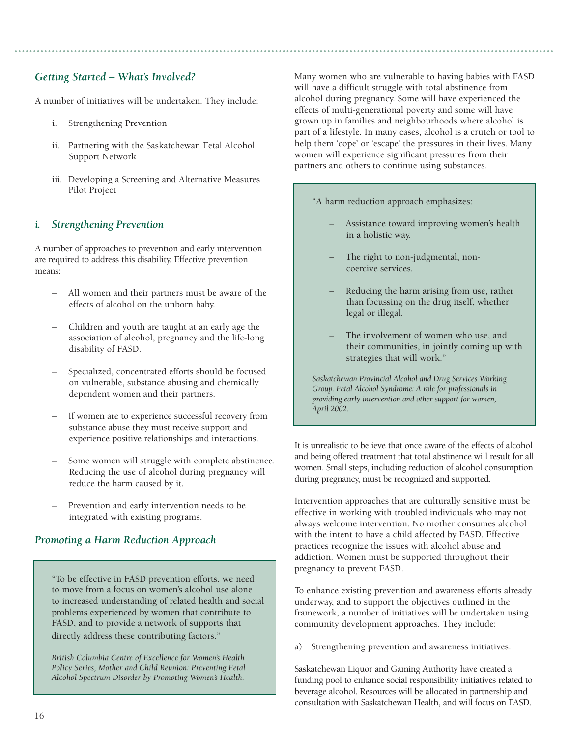## Getting Started – What's Involved?

A number of initiatives will be undertaken. They include:

i. Strengthening Prevention

ii. Partnering with the Saskatchewan Fetal Alcohol Support Network

iii. Developing a Screening and Alternative Measures Pilot Project

## i. Strengthening Prevention

A number of approaches to prevention and early intervention are required to address this disability. Effective prevention means:

- All women and their partners must be aware of the effects of alcohol on the unborn baby.
- Children and youth are taught at an early age the association of alcohol, pregnancy and the life-long disability of FASD.
- Specialized, concentrated efforts should be focused on vulnerable, substance abusing and chemically dependent women and their partners.
- If women are to experience successful recovery from substance abuse they must receive support and experience positive relationships and interactions.
- Some women will struggle with complete abstinence. Reducing the use of alcohol during pregnancy will reduce the harm caused by it.
- Prevention and early intervention needs to be integrated with existing programs.

## Promoting a Harm Reduction Approach

> "To be effective in FASD prevention efforts, we need to move from a focus on women's alcohol use alone to increased understanding of related health and social problems experienced by women that contribute to FASD, and to provide a network of supports that directly address these contributing factors."
>
> *British Columbia Centre of Excellence for Women's Health Policy Series, Mother and Child Reunion: Preventing Fetal Alcohol Spectrum Disorder by Promoting Women's Health.*

Many women who are vulnerable to having babies with FASD will have a difficult struggle with total abstinence from alcohol during pregnancy. Some will have experienced the effects of multi-generational poverty and some will have grown up in families and neighbourhoods where alcohol is part of a lifestyle. In many cases, alcohol is a crutch or tool to help them 'cope' or 'escape' the pressures in their lives. Many women will experience significant pressures from their partners and others to continue using substances.

> "A harm reduction approach emphasizes:
>
> - Assistance toward improving women's health in a holistic way.
> - The right to non-judgmental, non-coercive services.
> - Reducing the harm arising from use, rather than focussing on the drug itself, whether legal or illegal.
> - The involvement of women who use, and their communities, in jointly coming up with strategies that will work."
>
> *Saskatchewan Provincial Alcohol and Drug Services Working Group. Fetal Alcohol Syndrome: A role for professionals in providing early intervention and other support for women, April 2002.*

It is unrealistic to believe that once aware of the effects of alcohol and being offered treatment that total abstinence will result for all women. Small steps, including reduction of alcohol consumption during pregnancy, must be recognized and supported.

Intervention approaches that are culturally sensitive must be effective in working with troubled individuals who may not always welcome intervention. No mother consumes alcohol with the intent to have a child affected by FASD. Effective practices recognize the issues with alcohol abuse and addiction. Women must be supported throughout their pregnancy to prevent FASD.

To enhance existing prevention and awareness efforts already underway, and to support the objectives outlined in the framework, a number of initiatives will be undertaken using community development approaches. They include:

a) Strengthening prevention and awareness initiatives.

Saskatchewan Liquor and Gaming Authority have created a funding pool to enhance social responsibility initiatives related to beverage alcohol. Resources will be allocated in partnership and consultation with Saskatchewan Health, and will focus on FASD.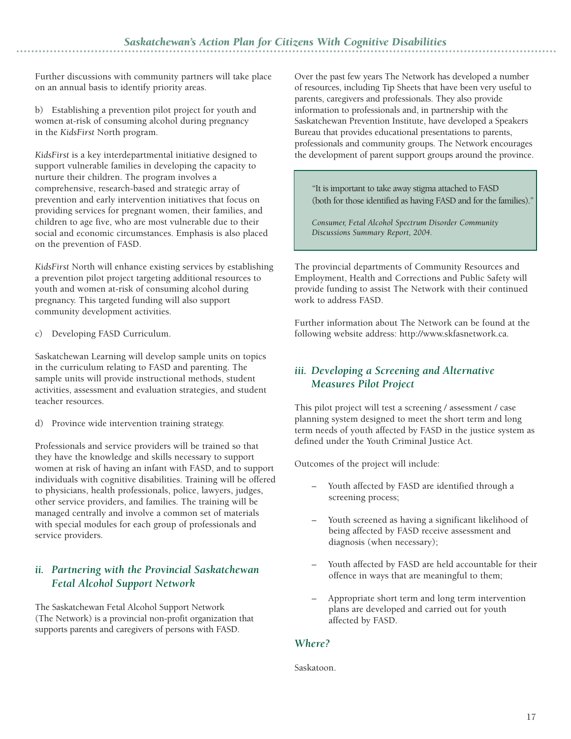Further discussions with community partners will take place on an annual basis to identify priority areas.

b) Establishing a prevention pilot project for youth and women at-risk of consuming alcohol during pregnancy in the *KidsFirst* North program.

*KidsFirst* is a key interdepartmental initiative designed to support vulnerable families in developing the capacity to nurture their children. The program involves a comprehensive, research-based and strategic array of prevention and early intervention initiatives that focus on providing services for pregnant women, their families, and children to age five, who are most vulnerable due to their social and economic circumstances. Emphasis is also placed on the prevention of FASD.

*KidsFirst* North will enhance existing services by establishing a prevention pilot project targeting additional resources to youth and women at-risk of consuming alcohol during pregnancy. This targeted funding will also support community development activities.

c) Developing FASD Curriculum.

Saskatchewan Learning will develop sample units on topics in the curriculum relating to FASD and parenting. The sample units will provide instructional methods, student activities, assessment and evaluation strategies, and student teacher resources.

d) Province wide intervention training strategy.

Professionals and service providers will be trained so that they have the knowledge and skills necessary to support women at risk of having an infant with FASD, and to support individuals with cognitive disabilities. Training will be offered to physicians, health professionals, police, lawyers, judges, other service providers, and families. The training will be managed centrally and involve a common set of materials with special modules for each group of professionals and service providers.

### *ii. Partnering with the Provincial Saskatchewan Fetal Alcohol Support Network*

The Saskatchewan Fetal Alcohol Support Network (The Network) is a provincial non-profit organization that supports parents and caregivers of persons with FASD.

Over the past few years The Network has developed a number of resources, including Tip Sheets that have been very useful to parents, caregivers and professionals. They also provide information to professionals and, in partnership with the Saskatchewan Prevention Institute, have developed a Speakers Bureau that provides educational presentations to parents, professionals and community groups. The Network encourages the development of parent support groups around the province.

> "It is important to take away stigma attached to FASD (both for those identified as having FASD and for the families)."
>
> *Consumer, Fetal Alcohol Spectrum Disorder Community Discussions Summary Report, 2004.*

The provincial departments of Community Resources and Employment, Health and Corrections and Public Safety will provide funding to assist The Network with their continued work to address FASD.

Further information about The Network can be found at the following website address: http://www.skfasnetwork.ca.

### *iii. Developing a Screening and Alternative Measures Pilot Project*

This pilot project will test a screening / assessment / case planning system designed to meet the short term and long term needs of youth affected by FASD in the justice system as defined under the Youth Criminal Justice Act.

Outcomes of the project will include:

- Youth affected by FASD are identified through a screening process;
- Youth screened as having a significant likelihood of being affected by FASD receive assessment and diagnosis (when necessary);
- Youth affected by FASD are held accountable for their offence in ways that are meaningful to them;
- Appropriate short term and long term intervention plans are developed and carried out for youth affected by FASD.

#### *Where?*

Saskatoon.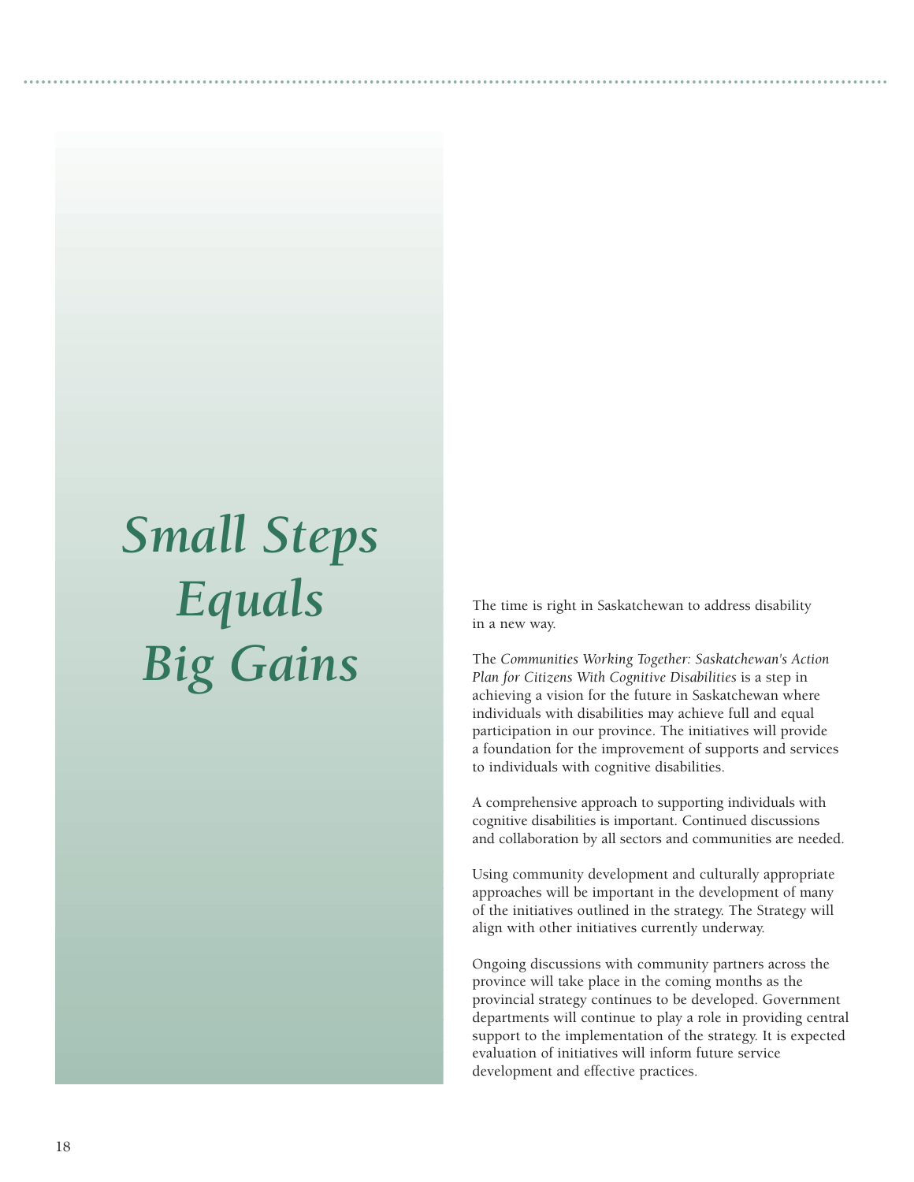# *Small Steps Equals Big Gains*

The time is right in Saskatchewan to address disability in a new way.

The *Communities Working Together: Saskatchewan's Action Plan for Citizens With Cognitive Disabilities* is a step in achieving a vision for the future in Saskatchewan where individuals with disabilities may achieve full and equal participation in our province. The initiatives will provide a foundation for the improvement of supports and services to individuals with cognitive disabilities.

A comprehensive approach to supporting individuals with cognitive disabilities is important. Continued discussions and collaboration by all sectors and communities are needed.

Using community development and culturally appropriate approaches will be important in the development of many of the initiatives outlined in the strategy. The Strategy will align with other initiatives currently underway.

Ongoing discussions with community partners across the province will take place in the coming months as the provincial strategy continues to be developed. Government departments will continue to play a role in providing central support to the implementation of the strategy. It is expected evaluation of initiatives will inform future service development and effective practices.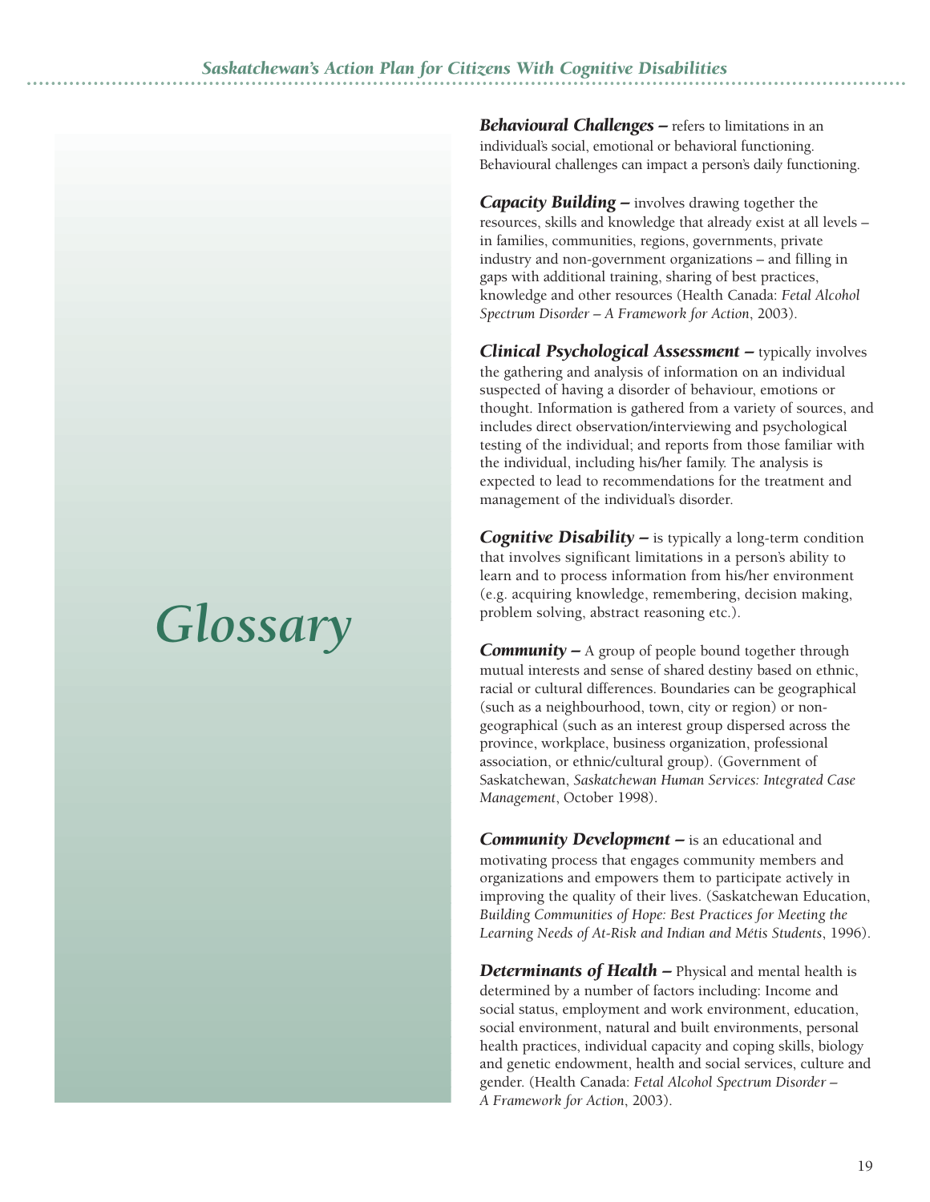# Glossary

***Behavioural Challenges –*** refers to limitations in an individual's social, emotional or behavioral functioning. Behavioural challenges can impact a person's daily functioning.

***Capacity Building –*** involves drawing together the resources, skills and knowledge that already exist at all levels – in families, communities, regions, governments, private industry and non-government organizations – and filling in gaps with additional training, sharing of best practices, knowledge and other resources (Health Canada: *Fetal Alcohol Spectrum Disorder – A Framework for Action*, 2003).

***Clinical Psychological Assessment –*** typically involves the gathering and analysis of information on an individual suspected of having a disorder of behaviour, emotions or thought. Information is gathered from a variety of sources, and includes direct observation/interviewing and psychological testing of the individual; and reports from those familiar with the individual, including his/her family. The analysis is expected to lead to recommendations for the treatment and management of the individual's disorder.

***Cognitive Disability –*** is typically a long-term condition that involves significant limitations in a person's ability to learn and to process information from his/her environment (e.g. acquiring knowledge, remembering, decision making, problem solving, abstract reasoning etc.).

***Community –*** A group of people bound together through mutual interests and sense of shared destiny based on ethnic, racial or cultural differences. Boundaries can be geographical (such as a neighbourhood, town, city or region) or non-geographical (such as an interest group dispersed across the province, workplace, business organization, professional association, or ethnic/cultural group). (Government of Saskatchewan, *Saskatchewan Human Services: Integrated Case Management*, October 1998).

***Community Development –*** is an educational and motivating process that engages community members and organizations and empowers them to participate actively in improving the quality of their lives. (Saskatchewan Education, *Building Communities of Hope: Best Practices for Meeting the Learning Needs of At-Risk and Indian and Métis Students*, 1996).

***Determinants of Health –*** Physical and mental health is determined by a number of factors including: Income and social status, employment and work environment, education, social environment, natural and built environments, personal health practices, individual capacity and coping skills, biology and genetic endowment, health and social services, culture and gender. (Health Canada: *Fetal Alcohol Spectrum Disorder – A Framework for Action*, 2003).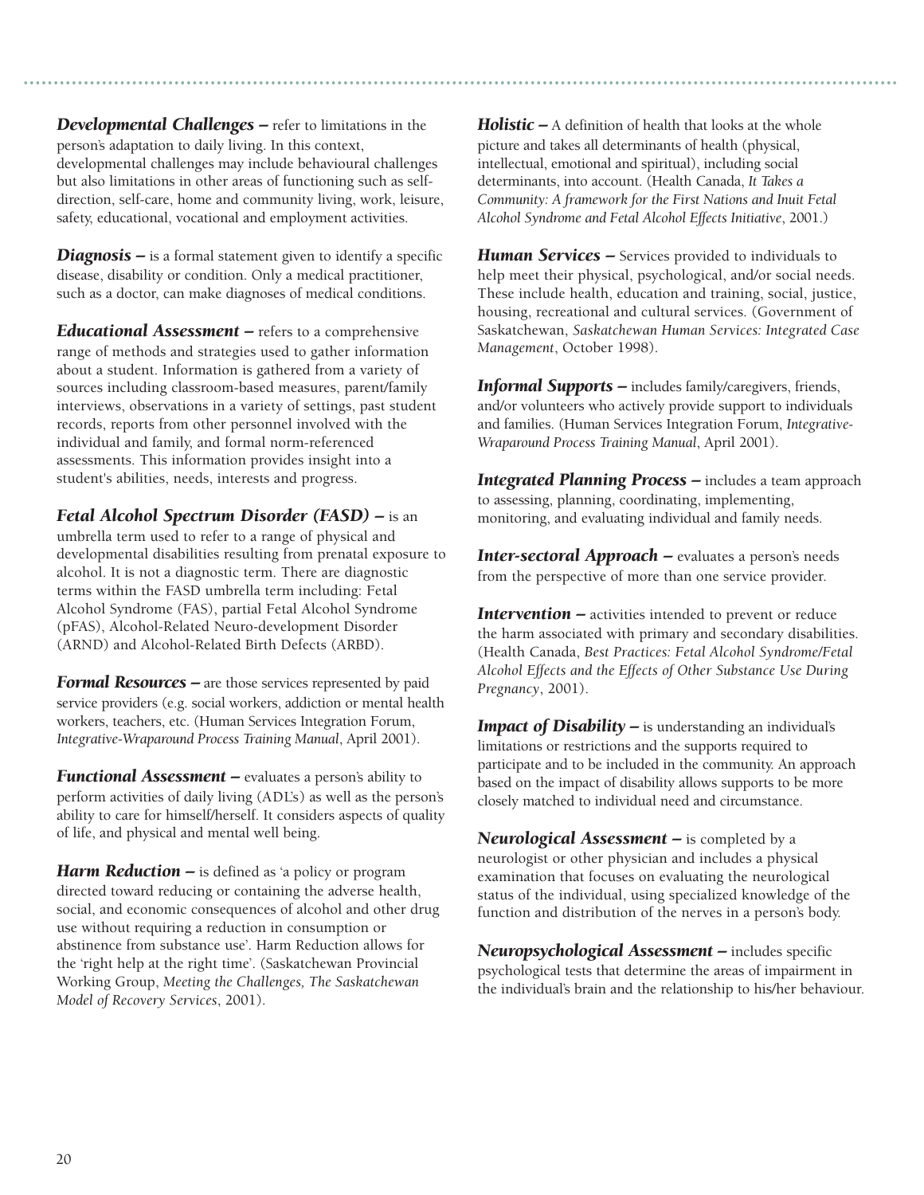***Developmental Challenges –*** refer to limitations in the person's adaptation to daily living. In this context, developmental challenges may include behavioural challenges but also limitations in other areas of functioning such as self-direction, self-care, home and community living, work, leisure, safety, educational, vocational and employment activities.

***Diagnosis –*** is a formal statement given to identify a specific disease, disability or condition. Only a medical practitioner, such as a doctor, can make diagnoses of medical conditions.

***Educational Assessment –*** refers to a comprehensive range of methods and strategies used to gather information about a student. Information is gathered from a variety of sources including classroom-based measures, parent/family interviews, observations in a variety of settings, past student records, reports from other personnel involved with the individual and family, and formal norm-referenced assessments. This information provides insight into a student's abilities, needs, interests and progress.

***Fetal Alcohol Spectrum Disorder (FASD) –*** is an umbrella term used to refer to a range of physical and developmental disabilities resulting from prenatal exposure to alcohol. It is not a diagnostic term. There are diagnostic terms within the FASD umbrella term including: Fetal Alcohol Syndrome (FAS), partial Fetal Alcohol Syndrome (pFAS), Alcohol-Related Neuro-development Disorder (ARND) and Alcohol-Related Birth Defects (ARBD).

***Formal Resources –*** are those services represented by paid service providers (e.g. social workers, addiction or mental health workers, teachers, etc. (Human Services Integration Forum, *Integrative-Wraparound Process Training Manual*, April 2001).

***Functional Assessment –*** evaluates a person's ability to perform activities of daily living (ADL's) as well as the person's ability to care for himself/herself. It considers aspects of quality of life, and physical and mental well being.

***Harm Reduction –*** is defined as 'a policy or program directed toward reducing or containing the adverse health, social, and economic consequences of alcohol and other drug use without requiring a reduction in consumption or abstinence from substance use'. Harm Reduction allows for the 'right help at the right time'. (Saskatchewan Provincial Working Group, *Meeting the Challenges, The Saskatchewan Model of Recovery Services*, 2001).

***Holistic –*** A definition of health that looks at the whole picture and takes all determinants of health (physical, intellectual, emotional and spiritual), including social determinants, into account. (Health Canada, *It Takes a Community: A framework for the First Nations and Inuit Fetal Alcohol Syndrome and Fetal Alcohol Effects Initiative*, 2001.)

***Human Services –*** Services provided to individuals to help meet their physical, psychological, and/or social needs. These include health, education and training, social, justice, housing, recreational and cultural services. (Government of Saskatchewan, *Saskatchewan Human Services: Integrated Case Management*, October 1998).

***Informal Supports –*** includes family/caregivers, friends, and/or volunteers who actively provide support to individuals and families. (Human Services Integration Forum, *Integrative-Wraparound Process Training Manual*, April 2001).

***Integrated Planning Process –*** includes a team approach to assessing, planning, coordinating, implementing, monitoring, and evaluating individual and family needs.

***Inter-sectoral Approach –*** evaluates a person's needs from the perspective of more than one service provider.

***Intervention –*** activities intended to prevent or reduce the harm associated with primary and secondary disabilities. (Health Canada, *Best Practices: Fetal Alcohol Syndrome/Fetal Alcohol Effects and the Effects of Other Substance Use During Pregnancy*, 2001).

***Impact of Disability –*** is understanding an individual's limitations or restrictions and the supports required to participate and to be included in the community. An approach based on the impact of disability allows supports to be more closely matched to individual need and circumstance.

***Neurological Assessment –*** is completed by a neurologist or other physician and includes a physical examination that focuses on evaluating the neurological status of the individual, using specialized knowledge of the function and distribution of the nerves in a person's body.

***Neuropsychological Assessment –*** includes specific psychological tests that determine the areas of impairment in the individual's brain and the relationship to his/her behaviour.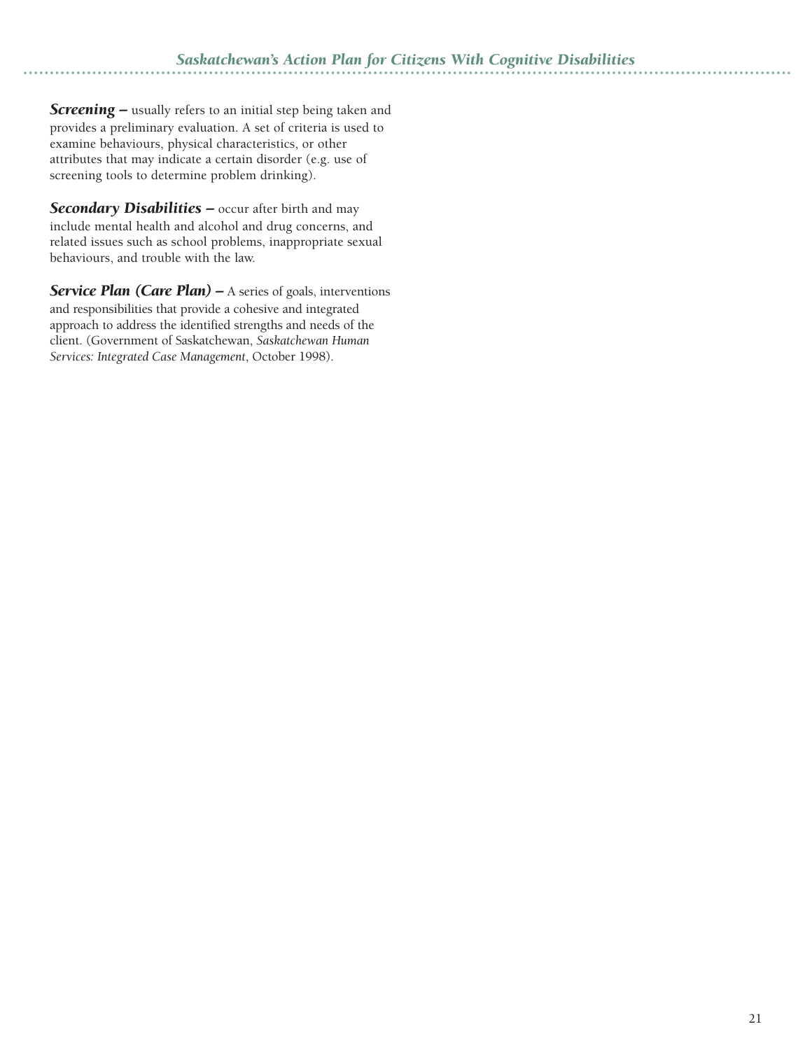***Screening –*** usually refers to an initial step being taken and provides a preliminary evaluation. A set of criteria is used to examine behaviours, physical characteristics, or other attributes that may indicate a certain disorder (e.g. use of screening tools to determine problem drinking).

***Secondary Disabilities –*** occur after birth and may include mental health and alcohol and drug concerns, and related issues such as school problems, inappropriate sexual behaviours, and trouble with the law.

***Service Plan (Care Plan) –*** A series of goals, interventions and responsibilities that provide a cohesive and integrated approach to address the identified strengths and needs of the client. (Government of Saskatchewan, *Saskatchewan Human Services: Integrated Case Management*, October 1998).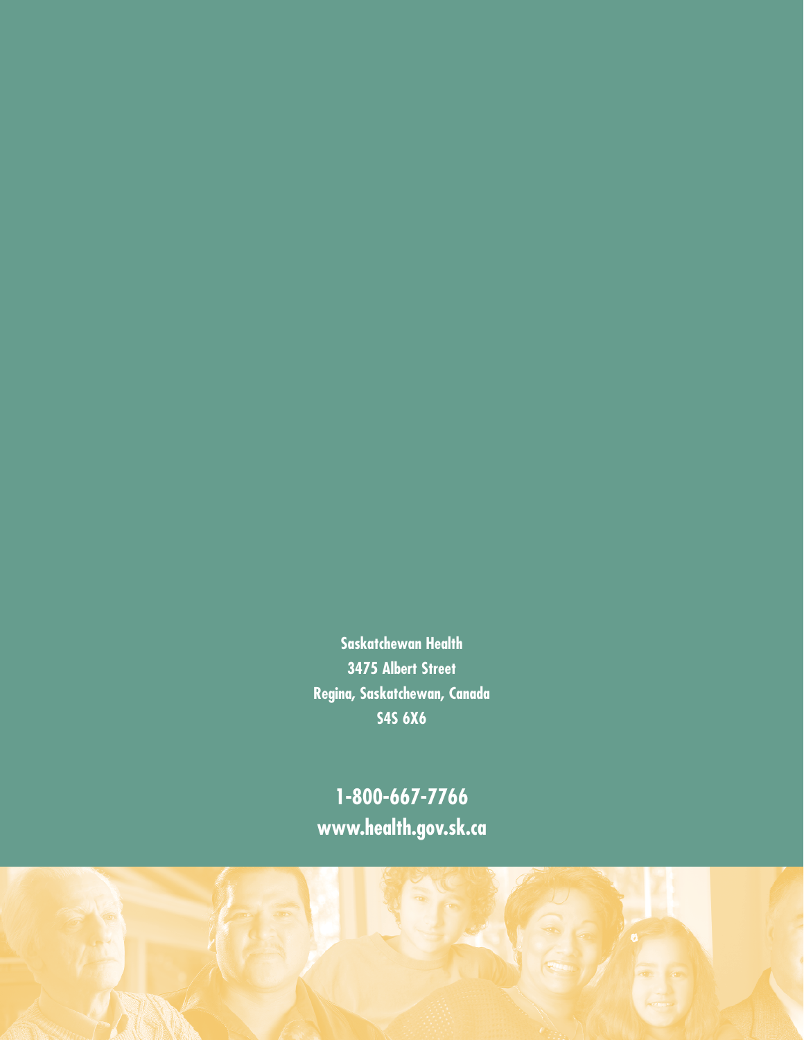**Saskatchewan Health**
**3475 Albert Street**
**Regina, Saskatchewan, Canada**
**S4S 6X6**

**1-800-667-7766**
**www.health.gov.sk.ca**